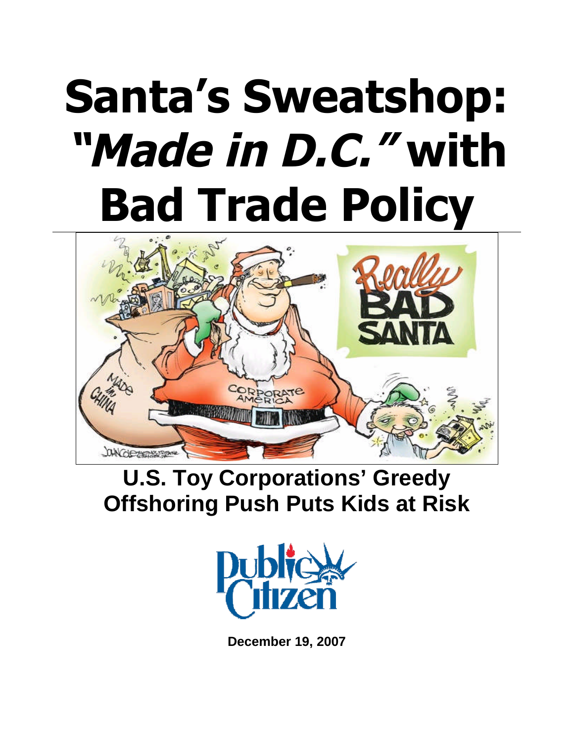# Santa's Sweatshop: *"Made in D.C."* with Bad Trade Policy

## U.S. Toy Corporations' Greedy Offshoring Push Puts Kids at Risk

December 19, 2007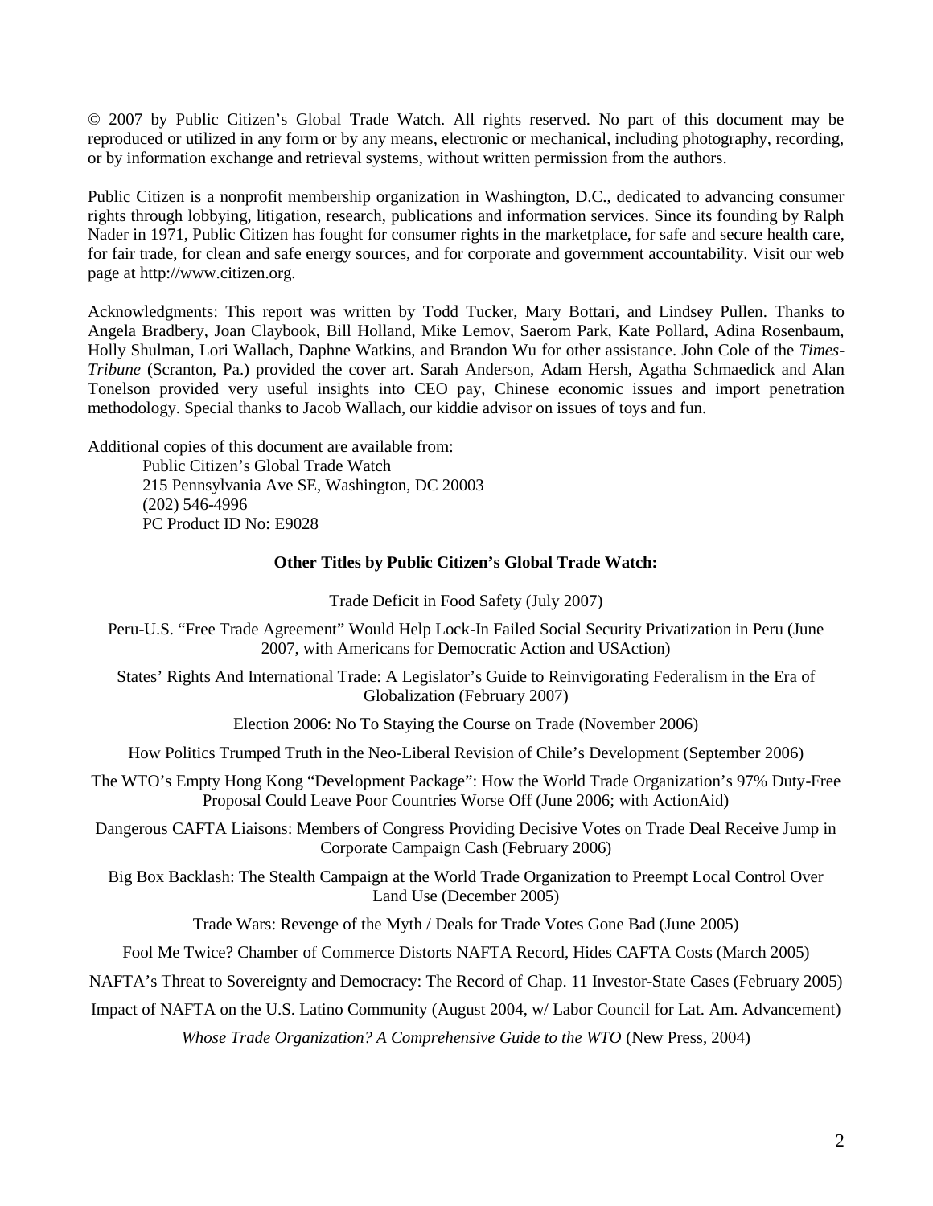© 2007 by Public Citizen's Global Trade Watch. All rights reserved. No part of this document may be reproduced or utilized in any form or by any means, electronic or mechanical, including photography, recording, or by information exchange and retrieval systems, without written permission from the authors.

Public Citizen is a nonprofit membership organization in Washington, D.C., dedicated to advancing consumer rights through lobbying, litigation, research, publications and information services. Since its founding by Ralph Nader in 1971, Public Citizen has fought for consumer rights in the marketplace, for safe and secure health care, for fair trade, for clean and safe energy sources, and for corporate and government accountability. Visit our web page at http://www.citizen.org.

Acknowledgments: This report was written by Todd Tucker, Mary Bottari, and Lindsey Pullen. Thanks to Angela Bradbery, Joan Claybook, Bill Holland, Mike Lemov, Saerom Park, Kate Pollard, Adina Rosenbaum, Holly Shulman, Lori Wallach, Daphne Watkins, and Brandon Wu for other assistance. John Cole of the *Times-Tribune* (Scranton, Pa.) provided the cover art. Sarah Anderson, Adam Hersh, Agatha Schmaedick and Alan Tonelson provided very useful insights into CEO pay, Chinese economic issues and import penetration methodology. Special thanks to Jacob Wallach, our kiddie advisor on issues of toys and fun.

Additional copies of this document are available from:

Public Citizen's Global Trade Watch
215 Pennsylvania Ave SE, Washington, DC 20003
(202) 546-4996
PC Product ID No: E9028

**Other Titles by Public Citizen's Global Trade Watch:**

Trade Deficit in Food Safety (July 2007)

Peru-U.S. "Free Trade Agreement" Would Help Lock-In Failed Social Security Privatization in Peru (June 2007, with Americans for Democratic Action and USAction)

States' Rights And International Trade: A Legislator's Guide to Reinvigorating Federalism in the Era of Globalization (February 2007)

Election 2006: No To Staying the Course on Trade (November 2006)

How Politics Trumped Truth in the Neo-Liberal Revision of Chile's Development (September 2006)

The WTO's Empty Hong Kong "Development Package": How the World Trade Organization's 97% Duty-Free Proposal Could Leave Poor Countries Worse Off (June 2006; with ActionAid)

Dangerous CAFTA Liaisons: Members of Congress Providing Decisive Votes on Trade Deal Receive Jump in Corporate Campaign Cash (February 2006)

Big Box Backlash: The Stealth Campaign at the World Trade Organization to Preempt Local Control Over Land Use (December 2005)

Trade Wars: Revenge of the Myth / Deals for Trade Votes Gone Bad (June 2005)

Fool Me Twice? Chamber of Commerce Distorts NAFTA Record, Hides CAFTA Costs (March 2005)

NAFTA's Threat to Sovereignty and Democracy: The Record of Chap. 11 Investor-State Cases (February 2005)

Impact of NAFTA on the U.S. Latino Community (August 2004, w/ Labor Council for Lat. Am. Advancement)

*Whose Trade Organization? A Comprehensive Guide to the WTO* (New Press, 2004)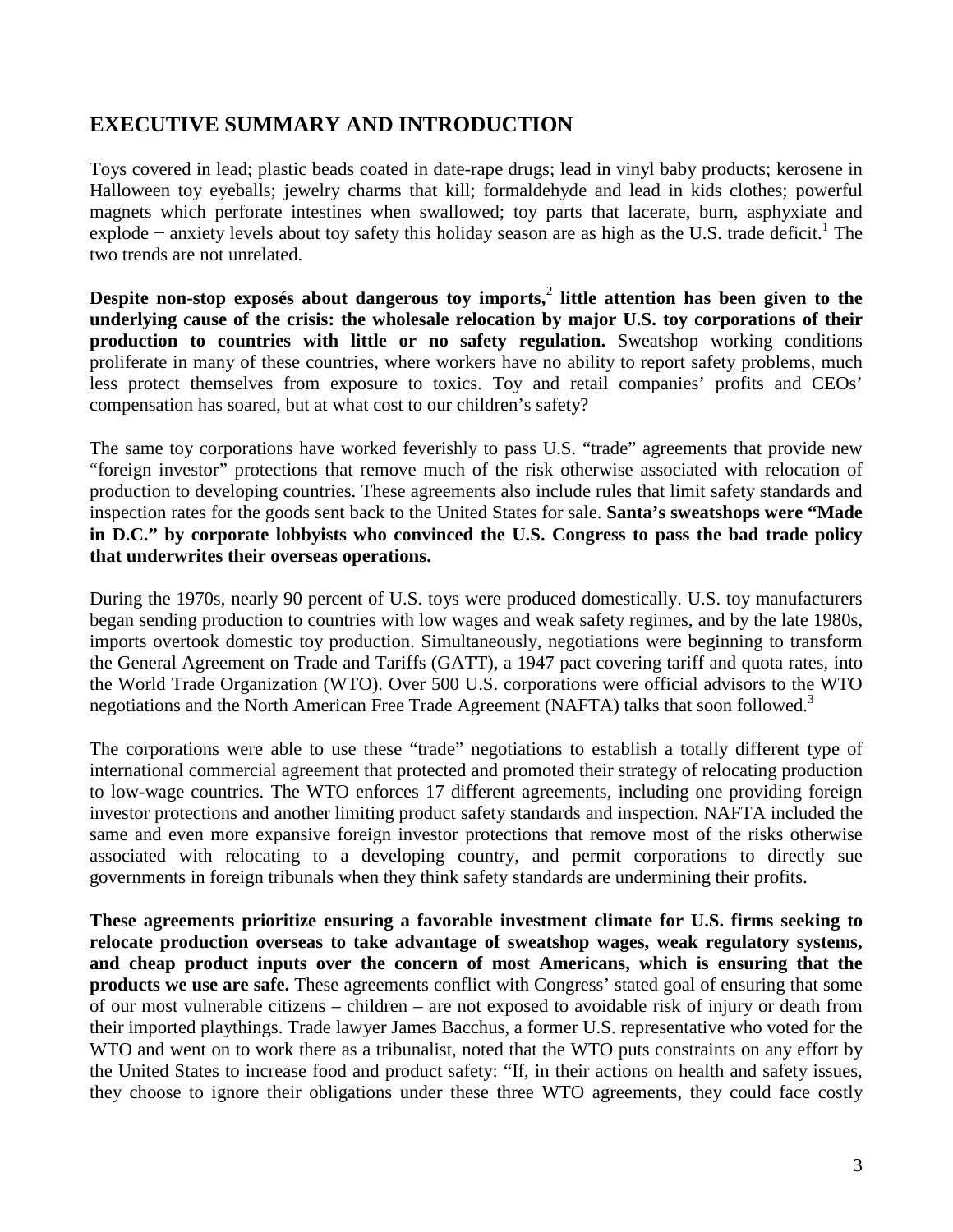# EXECUTIVE SUMMARY AND INTRODUCTION

Toys covered in lead; plastic beads coated in date-rape drugs; lead in vinyl baby products; kerosene in Halloween toy eyeballs; jewelry charms that kill; formaldehyde and lead in kids clothes; powerful magnets which perforate intestines when swallowed; toy parts that lacerate, burn, asphyxiate and explode − anxiety levels about toy safety this holiday season are as high as the U.S. trade deficit.[1] The two trends are not unrelated.

**Despite non-stop exposés about dangerous toy imports,[2] little attention has been given to the underlying cause of the crisis: the wholesale relocation by major U.S. toy corporations of their production to countries with little or no safety regulation.** Sweatshop working conditions proliferate in many of these countries, where workers have no ability to report safety problems, much less protect themselves from exposure to toxics. Toy and retail companies' profits and CEOs' compensation has soared, but at what cost to our children's safety?

The same toy corporations have worked feverishly to pass U.S. "trade" agreements that provide new "foreign investor" protections that remove much of the risk otherwise associated with relocation of production to developing countries. These agreements also include rules that limit safety standards and inspection rates for the goods sent back to the United States for sale. **Santa's sweatshops were "Made in D.C." by corporate lobbyists who convinced the U.S. Congress to pass the bad trade policy that underwrites their overseas operations.**

During the 1970s, nearly 90 percent of U.S. toys were produced domestically. U.S. toy manufacturers began sending production to countries with low wages and weak safety regimes, and by the late 1980s, imports overtook domestic toy production. Simultaneously, negotiations were beginning to transform the General Agreement on Trade and Tariffs (GATT), a 1947 pact covering tariff and quota rates, into the World Trade Organization (WTO). Over 500 U.S. corporations were official advisors to the WTO negotiations and the North American Free Trade Agreement (NAFTA) talks that soon followed.[3]

The corporations were able to use these "trade" negotiations to establish a totally different type of international commercial agreement that protected and promoted their strategy of relocating production to low-wage countries. The WTO enforces 17 different agreements, including one providing foreign investor protections and another limiting product safety standards and inspection. NAFTA included the same and even more expansive foreign investor protections that remove most of the risks otherwise associated with relocating to a developing country, and permit corporations to directly sue governments in foreign tribunals when they think safety standards are undermining their profits.

**These agreements prioritize ensuring a favorable investment climate for U.S. firms seeking to relocate production overseas to take advantage of sweatshop wages, weak regulatory systems, and cheap product inputs over the concern of most Americans, which is ensuring that the products we use are safe.** These agreements conflict with Congress' stated goal of ensuring that some of our most vulnerable citizens – children – are not exposed to avoidable risk of injury or death from their imported playthings. Trade lawyer James Bacchus, a former U.S. representative who voted for the WTO and went on to work there as a tribunalist, noted that the WTO puts constraints on any effort by the United States to increase food and product safety: "If, in their actions on health and safety issues, they choose to ignore their obligations under these three WTO agreements, they could face costly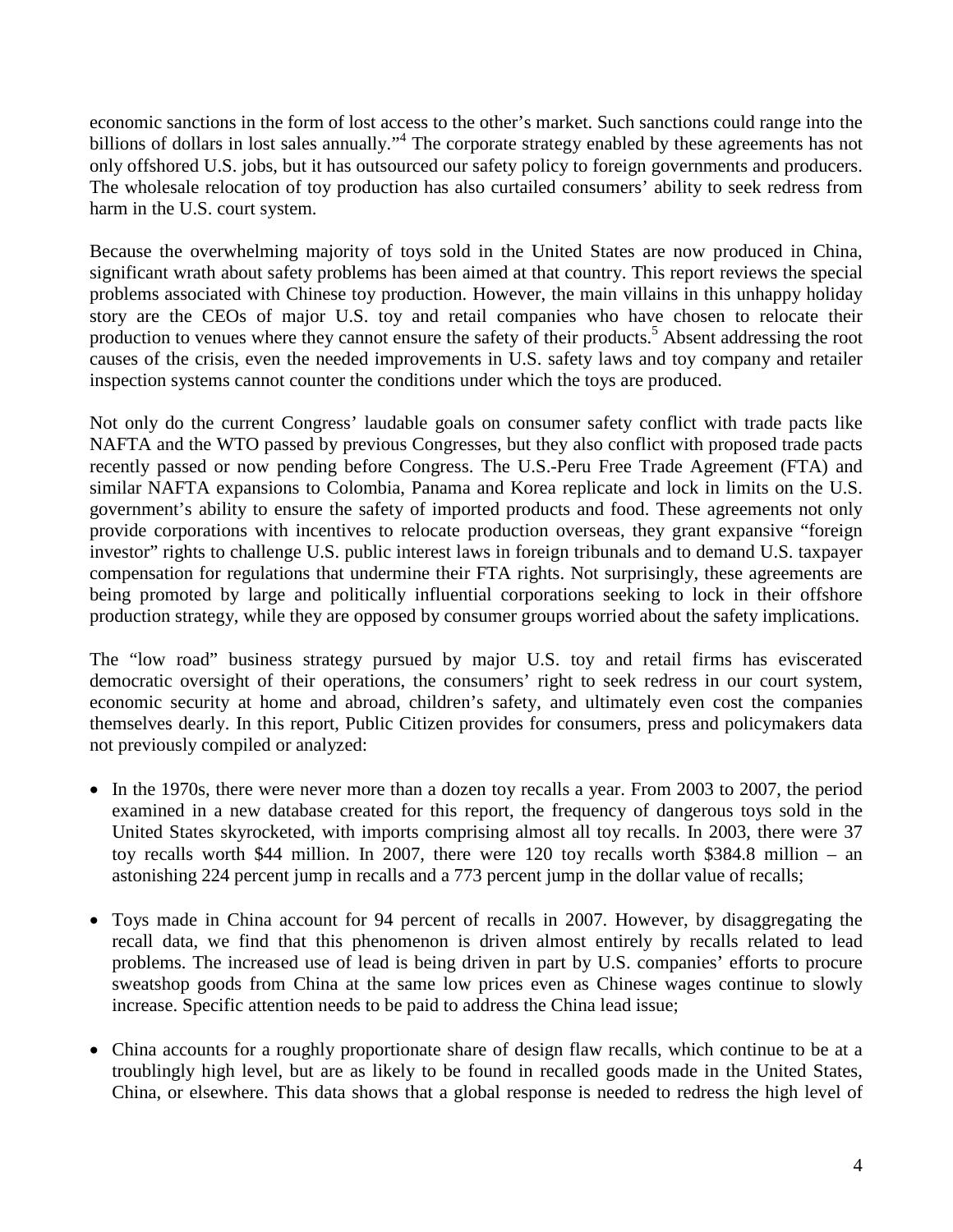economic sanctions in the form of lost access to the other's market. Such sanctions could range into the billions of dollars in lost sales annually."[4] The corporate strategy enabled by these agreements has not only offshored U.S. jobs, but it has outsourced our safety policy to foreign governments and producers. The wholesale relocation of toy production has also curtailed consumers' ability to seek redress from harm in the U.S. court system.

Because the overwhelming majority of toys sold in the United States are now produced in China, significant wrath about safety problems has been aimed at that country. This report reviews the special problems associated with Chinese toy production. However, the main villains in this unhappy holiday story are the CEOs of major U.S. toy and retail companies who have chosen to relocate their production to venues where they cannot ensure the safety of their products.[5] Absent addressing the root causes of the crisis, even the needed improvements in U.S. safety laws and toy company and retailer inspection systems cannot counter the conditions under which the toys are produced.

Not only do the current Congress' laudable goals on consumer safety conflict with trade pacts like NAFTA and the WTO passed by previous Congresses, but they also conflict with proposed trade pacts recently passed or now pending before Congress. The U.S.-Peru Free Trade Agreement (FTA) and similar NAFTA expansions to Colombia, Panama and Korea replicate and lock in limits on the U.S. government's ability to ensure the safety of imported products and food. These agreements not only provide corporations with incentives to relocate production overseas, they grant expansive "foreign investor" rights to challenge U.S. public interest laws in foreign tribunals and to demand U.S. taxpayer compensation for regulations that undermine their FTA rights. Not surprisingly, these agreements are being promoted by large and politically influential corporations seeking to lock in their offshore production strategy, while they are opposed by consumer groups worried about the safety implications.

The "low road" business strategy pursued by major U.S. toy and retail firms has eviscerated democratic oversight of their operations, the consumers' right to seek redress in our court system, economic security at home and abroad, children's safety, and ultimately even cost the companies themselves dearly. In this report, Public Citizen provides for consumers, press and policymakers data not previously compiled or analyzed:

- In the 1970s, there were never more than a dozen toy recalls a year. From 2003 to 2007, the period examined in a new database created for this report, the frequency of dangerous toys sold in the United States skyrocketed, with imports comprising almost all toy recalls. In 2003, there were 37 toy recalls worth $44 million. In 2007, there were 120 toy recalls worth $384.8 million – an astonishing 224 percent jump in recalls and a 773 percent jump in the dollar value of recalls;

- Toys made in China account for 94 percent of recalls in 2007. However, by disaggregating the recall data, we find that this phenomenon is driven almost entirely by recalls related to lead problems. The increased use of lead is being driven in part by U.S. companies' efforts to procure sweatshop goods from China at the same low prices even as Chinese wages continue to slowly increase. Specific attention needs to be paid to address the China lead issue;

- China accounts for a roughly proportionate share of design flaw recalls, which continue to be at a troublingly high level, but are as likely to be found in recalled goods made in the United States, China, or elsewhere. This data shows that a global response is needed to redress the high level of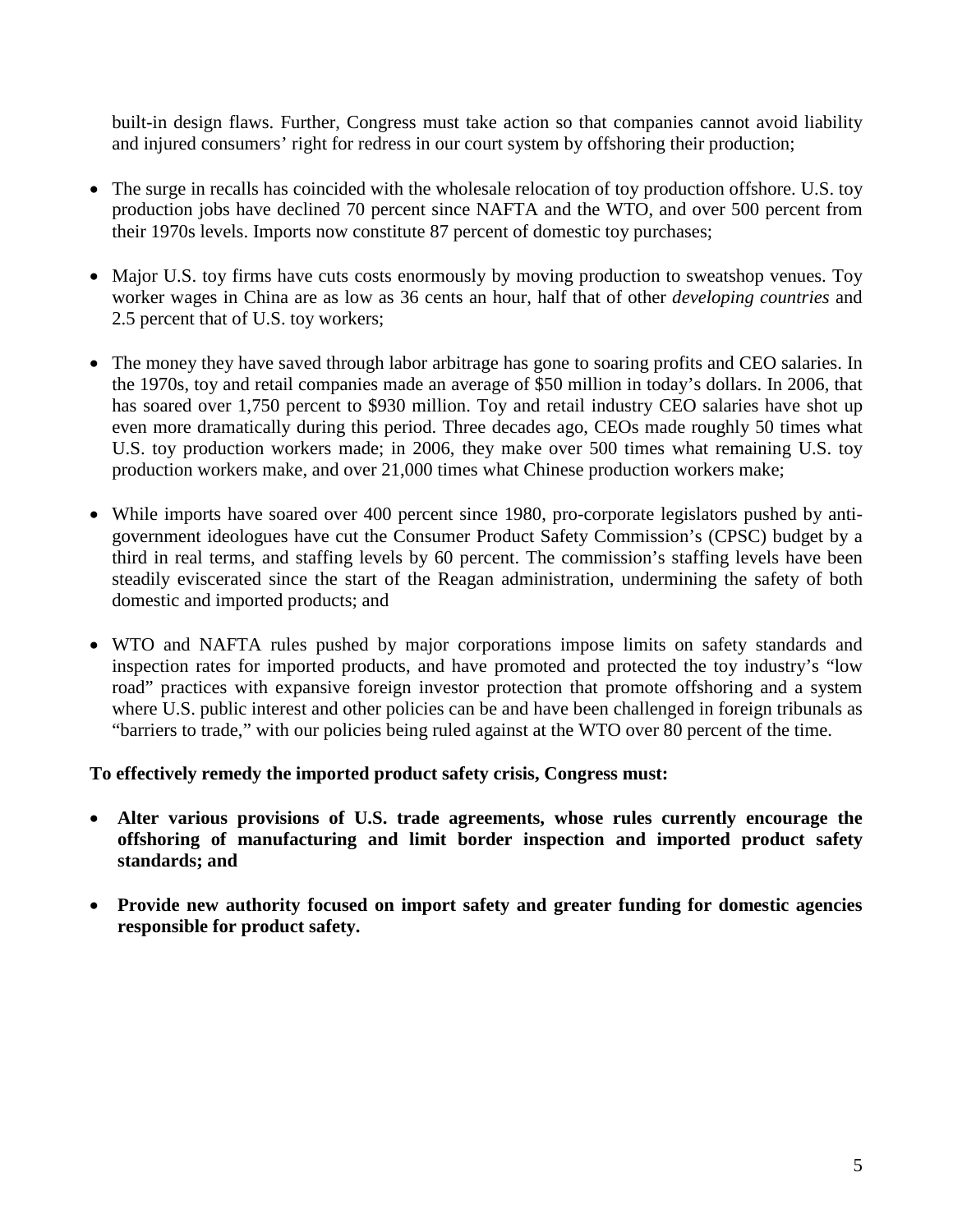built-in design flaws. Further, Congress must take action so that companies cannot avoid liability and injured consumers' right for redress in our court system by offshoring their production;

- The surge in recalls has coincided with the wholesale relocation of toy production offshore. U.S. toy production jobs have declined 70 percent since NAFTA and the WTO, and over 500 percent from their 1970s levels. Imports now constitute 87 percent of domestic toy purchases;

- Major U.S. toy firms have cuts costs enormously by moving production to sweatshop venues. Toy worker wages in China are as low as 36 cents an hour, half that of other *developing countries* and 2.5 percent that of U.S. toy workers;

- The money they have saved through labor arbitrage has gone to soaring profits and CEO salaries. In the 1970s, toy and retail companies made an average of $50 million in today's dollars. In 2006, that has soared over 1,750 percent to $930 million. Toy and retail industry CEO salaries have shot up even more dramatically during this period. Three decades ago, CEOs made roughly 50 times what U.S. toy production workers made; in 2006, they make over 500 times what remaining U.S. toy production workers make, and over 21,000 times what Chinese production workers make;

- While imports have soared over 400 percent since 1980, pro-corporate legislators pushed by anti-government ideologues have cut the Consumer Product Safety Commission's (CPSC) budget by a third in real terms, and staffing levels by 60 percent. The commission's staffing levels have been steadily eviscerated since the start of the Reagan administration, undermining the safety of both domestic and imported products; and

- WTO and NAFTA rules pushed by major corporations impose limits on safety standards and inspection rates for imported products, and have promoted and protected the toy industry's "low road" practices with expansive foreign investor protection that promote offshoring and a system where U.S. public interest and other policies can be and have been challenged in foreign tribunals as "barriers to trade," with our policies being ruled against at the WTO over 80 percent of the time.

**To effectively remedy the imported product safety crisis, Congress must:**

- **Alter various provisions of U.S. trade agreements, whose rules currently encourage the offshoring of manufacturing and limit border inspection and imported product safety standards; and**

- **Provide new authority focused on import safety and greater funding for domestic agencies responsible for product safety.**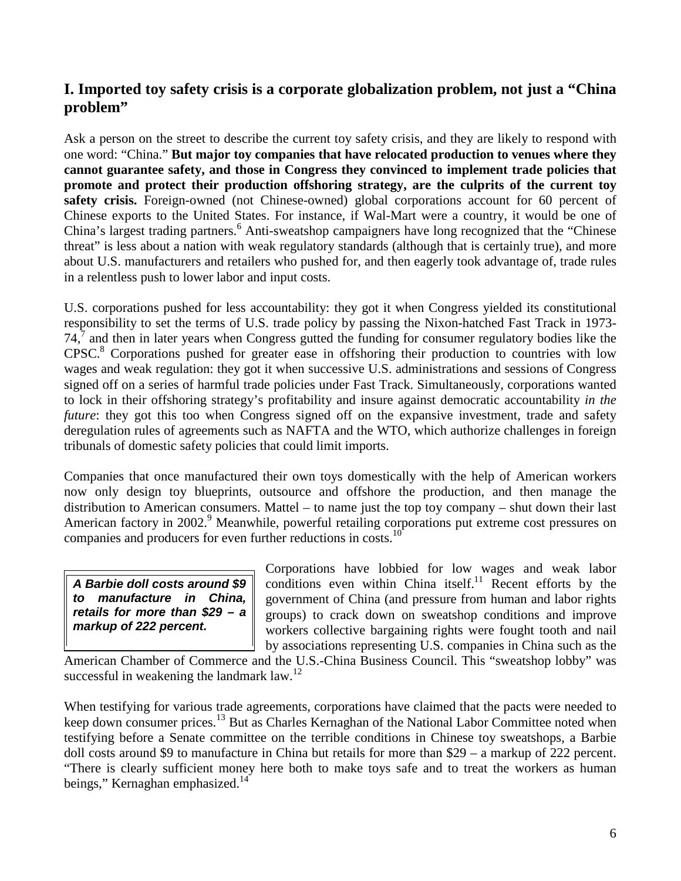## I. Imported toy safety crisis is a corporate globalization problem, not just a "China problem"

Ask a person on the street to describe the current toy safety crisis, and they are likely to respond with one word: "China." **But major toy companies that have relocated production to venues where they cannot guarantee safety, and those in Congress they convinced to implement trade policies that promote and protect their production offshoring strategy, are the culprits of the current toy safety crisis.** Foreign-owned (not Chinese-owned) global corporations account for 60 percent of Chinese exports to the United States. For instance, if Wal-Mart were a country, it would be one of China's largest trading partners.[6] Anti-sweatshop campaigners have long recognized that the "Chinese threat" is less about a nation with weak regulatory standards (although that is certainly true), and more about U.S. manufacturers and retailers who pushed for, and then eagerly took advantage of, trade rules in a relentless push to lower labor and input costs.

U.S. corporations pushed for less accountability: they got it when Congress yielded its constitutional responsibility to set the terms of U.S. trade policy by passing the Nixon-hatched Fast Track in 1973-74,[7] and then in later years when Congress gutted the funding for consumer regulatory bodies like the CPSC.[8] Corporations pushed for greater ease in offshoring their production to countries with low wages and weak regulation: they got it when successive U.S. administrations and sessions of Congress signed off on a series of harmful trade policies under Fast Track. Simultaneously, corporations wanted to lock in their offshoring strategy's profitability and insure against democratic accountability *in the future*: they got this too when Congress signed off on the expansive investment, trade and safety deregulation rules of agreements such as NAFTA and the WTO, which authorize challenges in foreign tribunals of domestic safety policies that could limit imports.

Companies that once manufactured their own toys domestically with the help of American workers now only design toy blueprints, outsource and offshore the production, and then manage the distribution to American consumers. Mattel – to name just the top toy company – shut down their last American factory in 2002.[9] Meanwhile, powerful retailing corporations put extreme cost pressures on companies and producers for even further reductions in costs.[10]

> ***A Barbie doll costs around $9 to manufacture in China, retails for more than $29 – a markup of 222 percent.***

Corporations have lobbied for low wages and weak labor conditions even within China itself.[11] Recent efforts by the government of China (and pressure from human and labor rights groups) to crack down on sweatshop conditions and improve workers collective bargaining rights were fought tooth and nail by associations representing U.S. companies in China such as the American Chamber of Commerce and the U.S.-China Business Council. This "sweatshop lobby" was successful in weakening the landmark law.[12]

When testifying for various trade agreements, corporations have claimed that the pacts were needed to keep down consumer prices.[13] But as Charles Kernaghan of the National Labor Committee noted when testifying before a Senate committee on the terrible conditions in Chinese toy sweatshops, a Barbie doll costs around $9 to manufacture in China but retails for more than $29 – a markup of 222 percent. "There is clearly sufficient money here both to make toys safe and to treat the workers as human beings," Kernaghan emphasized.[14]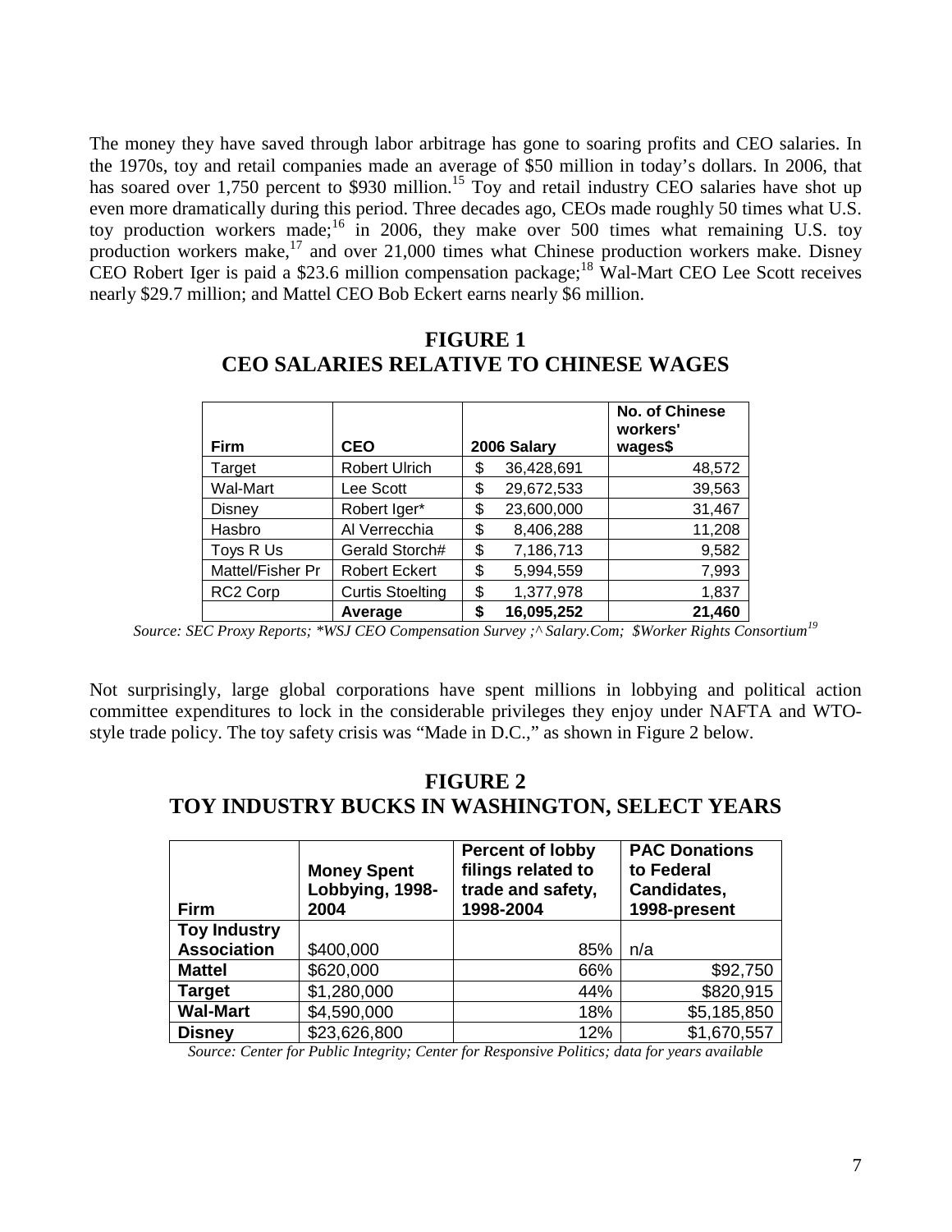The money they have saved through labor arbitrage has gone to soaring profits and CEO salaries. In the 1970s, toy and retail companies made an average of $50 million in today's dollars. In 2006, that has soared over 1,750 percent to $930 million.[15] Toy and retail industry CEO salaries have shot up even more dramatically during this period. Three decades ago, CEOs made roughly 50 times what U.S. toy production workers made;[16] in 2006, they make over 500 times what remaining U.S. toy production workers make,[17] and over 21,000 times what Chinese production workers make. Disney CEO Robert Iger is paid a $23.6 million compensation package;[18] Wal-Mart CEO Lee Scott receives nearly $29.7 million; and Mattel CEO Bob Eckert earns nearly $6 million.

## FIGURE 1
## CEO SALARIES RELATIVE TO CHINESE WAGES

| Firm | CEO | 2006 Salary | No. of Chinese workers' wages$ |
|---|---|---|---|
| Target | Robert Ulrich | $ 36,428,691 | 48,572 |
| Wal-Mart | Lee Scott | $ 29,672,533 | 39,563 |
| Disney | Robert Iger* | $ 23,600,000 | 31,467 |
| Hasbro | Al Verrecchia | $ 8,406,288 | 11,208 |
| Toys R Us | Gerald Storch# | $ 7,186,713 | 9,582 |
| Mattel/Fisher Pr | Robert Eckert | $ 5,994,559 | 7,993 |
| RC2 Corp | Curtis Stoelting | $ 1,377,978 | 1,837 |
| | **Average** | **$ 16,095,252** | **21,460** |

*Source: SEC Proxy Reports; \*WSJ CEO Compensation Survey ;^Salary.Com; $Worker Rights Consortium*[19]

Not surprisingly, large global corporations have spent millions in lobbying and political action committee expenditures to lock in the considerable privileges they enjoy under NAFTA and WTO-style trade policy. The toy safety crisis was "Made in D.C.," as shown in Figure 2 below.

## FIGURE 2
## TOY INDUSTRY BUCKS IN WASHINGTON, SELECT YEARS

| Firm | Money Spent Lobbying, 1998-2004 | Percent of lobby filings related to trade and safety, 1998-2004 | PAC Donations to Federal Candidates, 1998-present |
|---|---|---|---|
| **Toy Industry Association** | $400,000 | 85% | n/a |
| **Mattel** | $620,000 | 66% | $92,750 |
| **Target** | $1,280,000 | 44% | $820,915 |
| **Wal-Mart** | $4,590,000 | 18% | $5,185,850 |
| **Disney** | $23,626,800 | 12% | $1,670,557 |

*Source: Center for Public Integrity; Center for Responsive Politics; data for years available*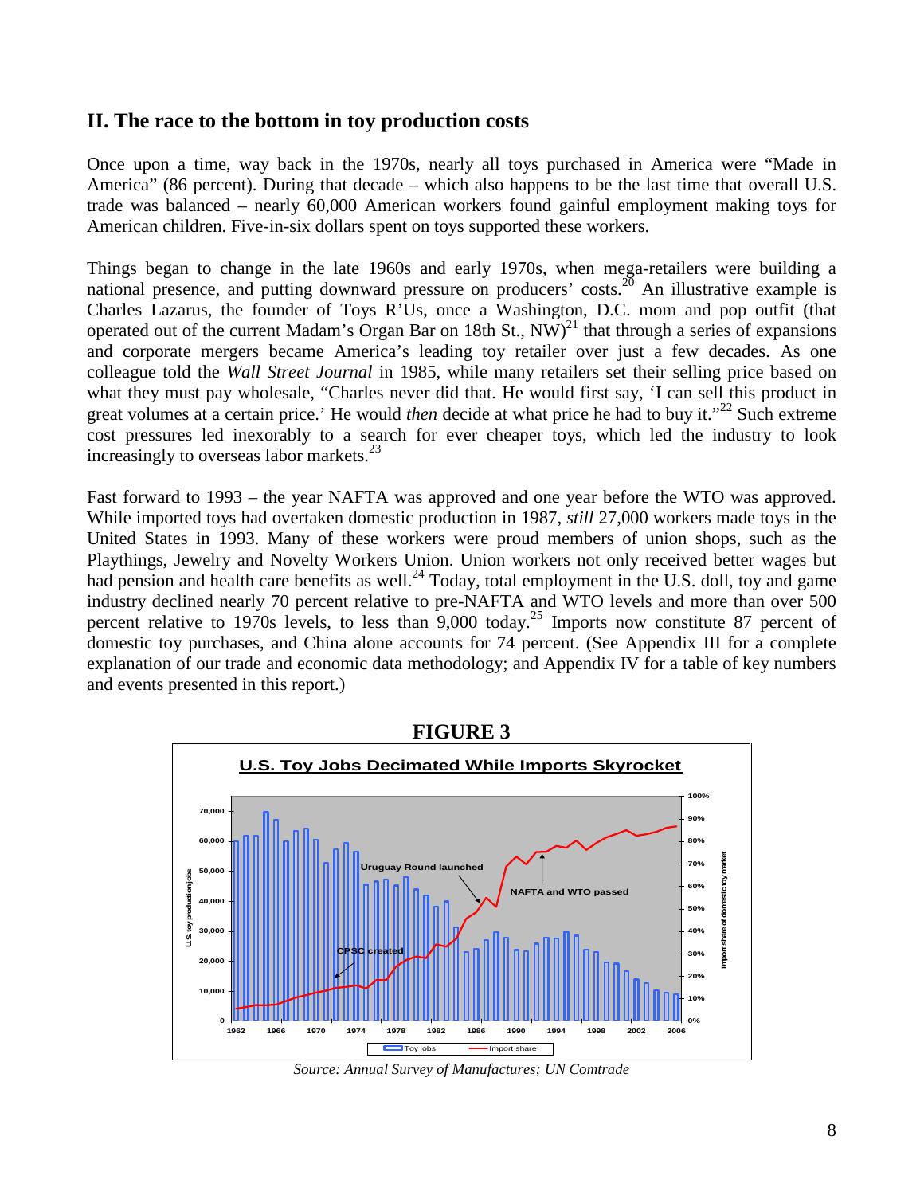## II. The race to the bottom in toy production costs

Once upon a time, way back in the 1970s, nearly all toys purchased in America were "Made in America" (86 percent). During that decade – which also happens to be the last time that overall U.S. trade was balanced – nearly 60,000 American workers found gainful employment making toys for American children. Five-in-six dollars spent on toys supported these workers.

Things began to change in the late 1960s and early 1970s, when mega-retailers were building a national presence, and putting downward pressure on producers' costs.[20] An illustrative example is Charles Lazarus, the founder of Toys R'Us, once a Washington, D.C. mom and pop outfit (that operated out of the current Madam's Organ Bar on 18th St., NW)[21] that through a series of expansions and corporate mergers became America's leading toy retailer over just a few decades. As one colleague told the *Wall Street Journal* in 1985, while many retailers set their selling price based on what they must pay wholesale, "Charles never did that. He would first say, 'I can sell this product in great volumes at a certain price.' He would *then* decide at what price he had to buy it."[22] Such extreme cost pressures led inexorably to a search for ever cheaper toys, which led the industry to look increasingly to overseas labor markets.[23]

Fast forward to 1993 – the year NAFTA was approved and one year before the WTO was approved. While imported toys had overtaken domestic production in 1987, *still* 27,000 workers made toys in the United States in 1993. Many of these workers were proud members of union shops, such as the Playthings, Jewelry and Novelty Workers Union. Union workers not only received better wages but had pension and health care benefits as well.[24] Today, total employment in the U.S. doll, toy and game industry declined nearly 70 percent relative to pre-NAFTA and WTO levels and more than over 500 percent relative to 1970s levels, to less than 9,000 today.[25] Imports now constitute 87 percent of domestic toy purchases, and China alone accounts for 74 percent. (See Appendix III for a complete explanation of our trade and economic data methodology; and Appendix IV for a table of key numbers and events presented in this report.)

**FIGURE 3**

**U.S. Toy Jobs Decimated While Imports Skyrocket**

*Source: Annual Survey of Manufactures; UN Comtrade*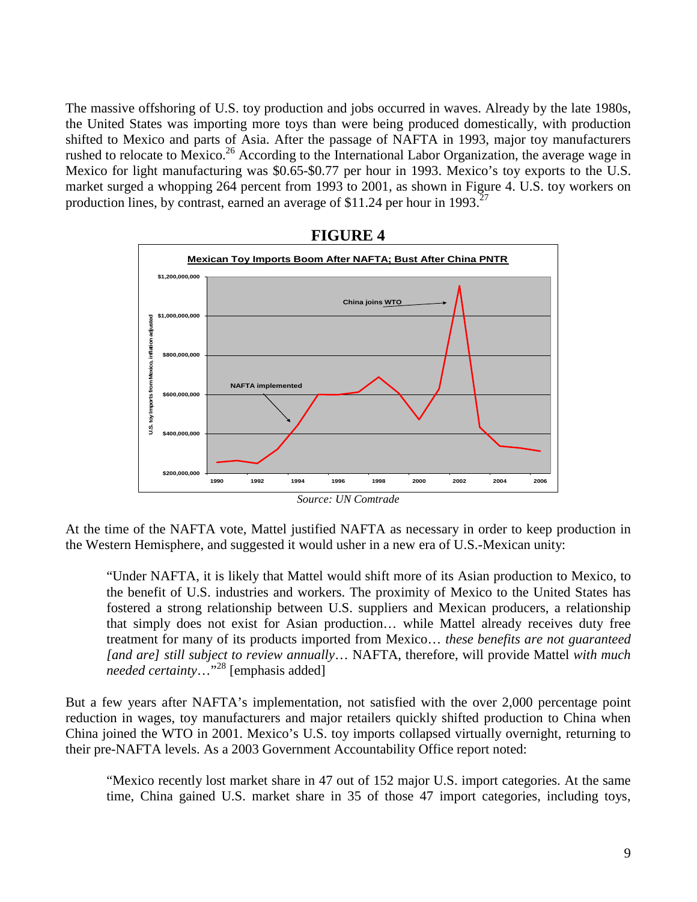The massive offshoring of U.S. toy production and jobs occurred in waves. Already by the late 1980s, the United States was importing more toys than were being produced domestically, with production shifted to Mexico and parts of Asia. After the passage of NAFTA in 1993, major toy manufacturers rushed to relocate to Mexico.[26] According to the International Labor Organization, the average wage in Mexico for light manufacturing was $0.65-$0.77 per hour in 1993. Mexico's toy exports to the U.S. market surged a whopping 264 percent from 1993 to 2001, as shown in Figure 4. U.S. toy workers on production lines, by contrast, earned an average of $11.24 per hour in 1993.[27]

**FIGURE 4**

**Mexican Toy Imports Boom After NAFTA; Bust After China PNTR**

Source: UN Comtrade

At the time of the NAFTA vote, Mattel justified NAFTA as necessary in order to keep production in the Western Hemisphere, and suggested it would usher in a new era of U.S.-Mexican unity:

> "Under NAFTA, it is likely that Mattel would shift more of its Asian production to Mexico, to the benefit of U.S. industries and workers. The proximity of Mexico to the United States has fostered a strong relationship between U.S. suppliers and Mexican producers, a relationship that simply does not exist for Asian production… while Mattel already receives duty free treatment for many of its products imported from Mexico… *these benefits are not guaranteed [and are] still subject to review annually*… NAFTA, therefore, will provide Mattel *with much needed certainty*…"[28] [emphasis added]

But a few years after NAFTA's implementation, not satisfied with the over 2,000 percentage point reduction in wages, toy manufacturers and major retailers quickly shifted production to China when China joined the WTO in 2001. Mexico's U.S. toy imports collapsed virtually overnight, returning to their pre-NAFTA levels. As a 2003 Government Accountability Office report noted:

> "Mexico recently lost market share in 47 out of 152 major U.S. import categories. At the same time, China gained U.S. market share in 35 of those 47 import categories, including toys,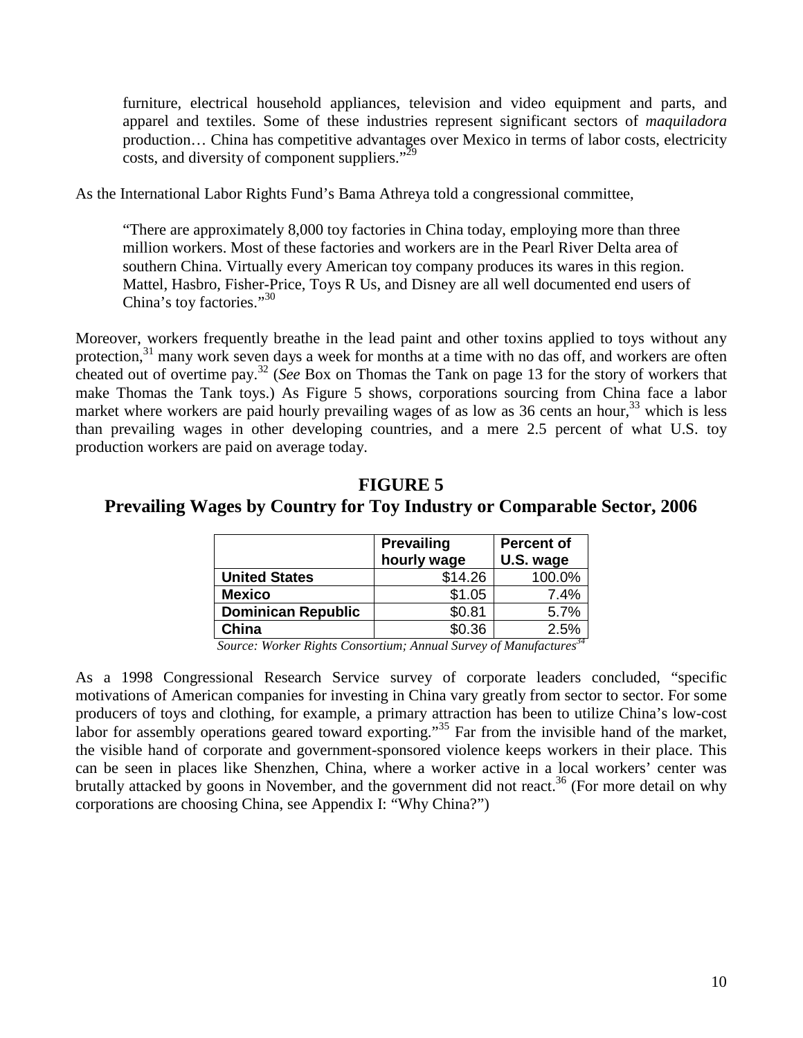> furniture, electrical household appliances, television and video equipment and parts, and apparel and textiles. Some of these industries represent significant sectors of *maquiladora* production… China has competitive advantages over Mexico in terms of labor costs, electricity costs, and diversity of component suppliers."[29]

As the International Labor Rights Fund's Bama Athreya told a congressional committee,

> "There are approximately 8,000 toy factories in China today, employing more than three million workers. Most of these factories and workers are in the Pearl River Delta area of southern China. Virtually every American toy company produces its wares in this region. Mattel, Hasbro, Fisher-Price, Toys R Us, and Disney are all well documented end users of China's toy factories."[30]

Moreover, workers frequently breathe in the lead paint and other toxins applied to toys without any protection,[31] many work seven days a week for months at a time with no das off, and workers are often cheated out of overtime pay.[32] (*See* Box on Thomas the Tank on page 13 for the story of workers that make Thomas the Tank toys.) As Figure 5 shows, corporations sourcing from China face a labor market where workers are paid hourly prevailing wages of as low as 36 cents an hour,[33] which is less than prevailing wages in other developing countries, and a mere 2.5 percent of what U.S. toy production workers are paid on average today.

## FIGURE 5
## Prevailing Wages by Country for Toy Industry or Comparable Sector, 2006

| | Prevailing hourly wage | Percent of U.S. wage |
|---|---|---|
| **United States** | $14.26 | 100.0% |
| **Mexico** | $1.05 | 7.4% |
| **Dominican Republic** | $0.81 | 5.7% |
| **China** | $0.36 | 2.5% |

*Source: Worker Rights Consortium; Annual Survey of Manufactures*[34]

As a 1998 Congressional Research Service survey of corporate leaders concluded, "specific motivations of American companies for investing in China vary greatly from sector to sector. For some producers of toys and clothing, for example, a primary attraction has been to utilize China's low-cost labor for assembly operations geared toward exporting."[35] Far from the invisible hand of the market, the visible hand of corporate and government-sponsored violence keeps workers in their place. This can be seen in places like Shenzhen, China, where a worker active in a local workers' center was brutally attacked by goons in November, and the government did not react.[36] (For more detail on why corporations are choosing China, see Appendix I: "Why China?")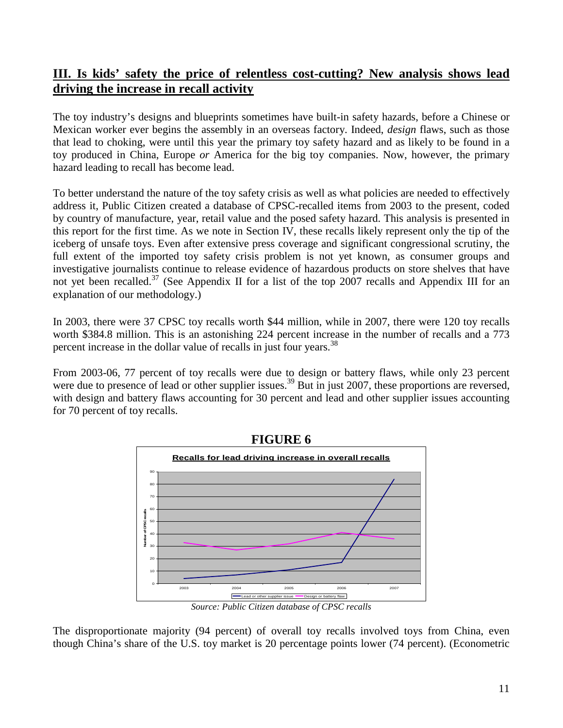## III. Is kids' safety the price of relentless cost-cutting? New analysis shows lead driving the increase in recall activity

The toy industry's designs and blueprints sometimes have built-in safety hazards, before a Chinese or Mexican worker ever begins the assembly in an overseas factory. Indeed, *design* flaws, such as those that lead to choking, were until this year the primary toy safety hazard and as likely to be found in a toy produced in China, Europe *or* America for the big toy companies. Now, however, the primary hazard leading to recall has become lead.

To better understand the nature of the toy safety crisis as well as what policies are needed to effectively address it, Public Citizen created a database of CPSC-recalled items from 2003 to the present, coded by country of manufacture, year, retail value and the posed safety hazard. This analysis is presented in this report for the first time. As we note in Section IV, these recalls likely represent only the tip of the iceberg of unsafe toys. Even after extensive press coverage and significant congressional scrutiny, the full extent of the imported toy safety crisis problem is not yet known, as consumer groups and investigative journalists continue to release evidence of hazardous products on store shelves that have not yet been recalled.[37] (See Appendix II for a list of the top 2007 recalls and Appendix III for an explanation of our methodology.)

In 2003, there were 37 CPSC toy recalls worth $44 million, while in 2007, there were 120 toy recalls worth $384.8 million. This is an astonishing 224 percent increase in the number of recalls and a 773 percent increase in the dollar value of recalls in just four years.[38]

From 2003-06, 77 percent of toy recalls were due to design or battery flaws, while only 23 percent were due to presence of lead or other supplier issues.[39] But in just 2007, these proportions are reversed, with design and battery flaws accounting for 30 percent and lead and other supplier issues accounting for 70 percent of toy recalls.

**FIGURE 6**

**Recalls for lead driving increase in overall recalls**

*Source: Public Citizen database of CPSC recalls*

The disproportionate majority (94 percent) of overall toy recalls involved toys from China, even though China's share of the U.S. toy market is 20 percentage points lower (74 percent). (Econometric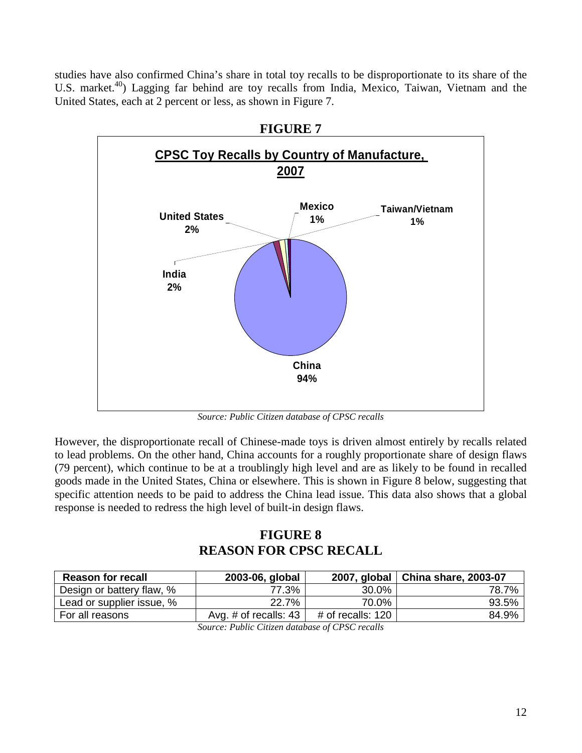studies have also confirmed China's share in total toy recalls to be disproportionate to its share of the U.S. market.[40]) Lagging far behind are toy recalls from India, Mexico, Taiwan, Vietnam and the United States, each at 2 percent or less, as shown in Figure 7.

**FIGURE 7**

**CPSC Toy Recalls by Country of Manufacture, 2007**

| Country | Share |
|---|---|
| China | 94% |
| India | 2% |
| United States | 2% |
| Mexico | 1% |
| Taiwan/Vietnam | 1% |

*Source: Public Citizen database of CPSC recalls*

However, the disproportionate recall of Chinese-made toys is driven almost entirely by recalls related to lead problems. On the other hand, China accounts for a roughly proportionate share of design flaws (79 percent), which continue to be at a troublingly high level and are as likely to be found in recalled goods made in the United States, China or elsewhere. This is shown in Figure 8 below, suggesting that specific attention needs to be paid to address the China lead issue. This data also shows that a global response is needed to redress the high level of built-in design flaws.

## FIGURE 8
## REASON FOR CPSC RECALL

| Reason for recall | 2003-06, global | 2007, global | China share, 2003-07 |
|---|---|---|---|
| Design or battery flaw, % | 77.3% | 30.0% | 78.7% |
| Lead or supplier issue, % | 22.7% | 70.0% | 93.5% |
| For all reasons | Avg. # of recalls: 43 | # of recalls: 120 | 84.9% |

*Source: Public Citizen database of CPSC recalls*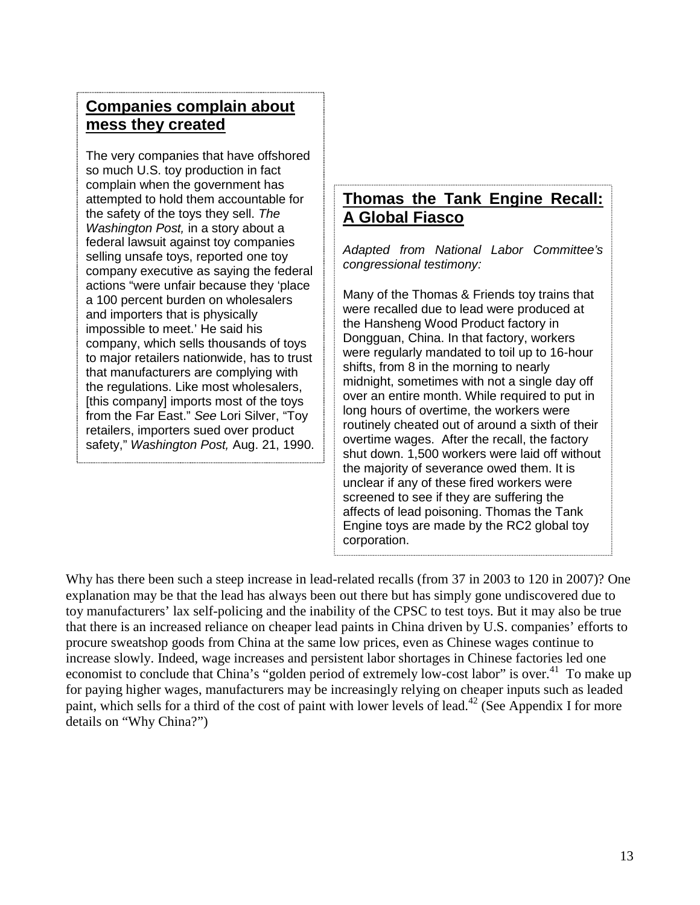### **Companies complain about mess they created**

The very companies that have offshored so much U.S. toy production in fact complain when the government has attempted to hold them accountable for the safety of the toys they sell. *The Washington Post,* in a story about a federal lawsuit against toy companies selling unsafe toys, reported one toy company executive as saying the federal actions "were unfair because they 'place a 100 percent burden on wholesalers and importers that is physically impossible to meet.' He said his company, which sells thousands of toys to major retailers nationwide, has to trust that manufacturers are complying with the regulations. Like most wholesalers, [this company] imports most of the toys from the Far East." *See* Lori Silver, "Toy retailers, importers sued over product safety," *Washington Post,* Aug. 21, 1990.

### **Thomas the Tank Engine Recall: A Global Fiasco**

*Adapted from National Labor Committee's congressional testimony:*

Many of the Thomas & Friends toy trains that were recalled due to lead were produced at the Hansheng Wood Product factory in Dongguan, China. In that factory, workers were regularly mandated to toil up to 16-hour shifts, from 8 in the morning to nearly midnight, sometimes with not a single day off over an entire month. While required to put in long hours of overtime, the workers were routinely cheated out of around a sixth of their overtime wages. After the recall, the factory shut down. 1,500 workers were laid off without the majority of severance owed them. It is unclear if any of these fired workers were screened to see if they are suffering the affects of lead poisoning. Thomas the Tank Engine toys are made by the RC2 global toy corporation.

Why has there been such a steep increase in lead-related recalls (from 37 in 2003 to 120 in 2007)? One explanation may be that the lead has always been out there but has simply gone undiscovered due to toy manufacturers' lax self-policing and the inability of the CPSC to test toys. But it may also be true that there is an increased reliance on cheaper lead paints in China driven by U.S. companies' efforts to procure sweatshop goods from China at the same low prices, even as Chinese wages continue to increase slowly. Indeed, wage increases and persistent labor shortages in Chinese factories led one economist to conclude that China's "golden period of extremely low-cost labor" is over.[41] To make up for paying higher wages, manufacturers may be increasingly relying on cheaper inputs such as leaded paint, which sells for a third of the cost of paint with lower levels of lead.[42] (See Appendix I for more details on "Why China?")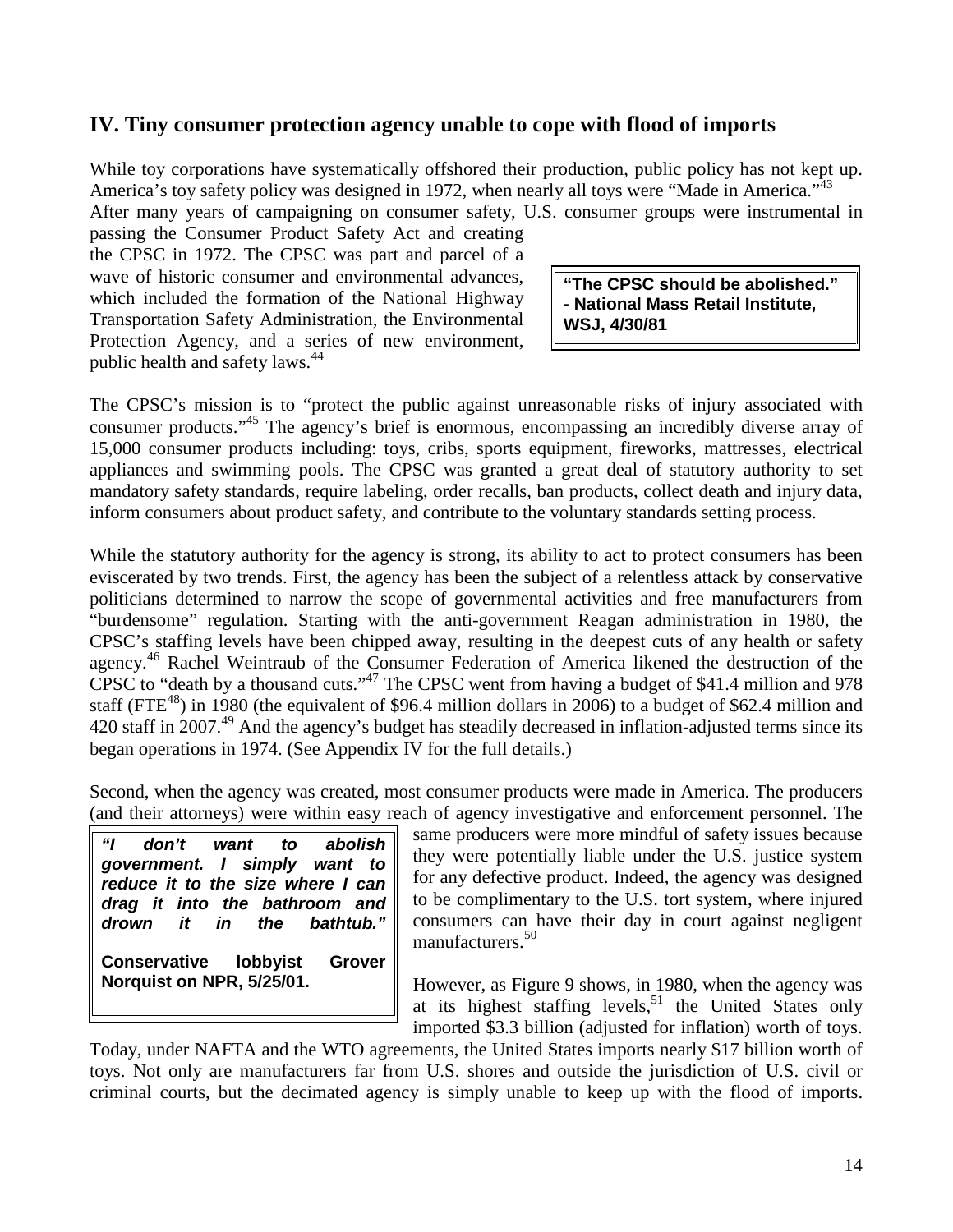## IV. Tiny consumer protection agency unable to cope with flood of imports

While toy corporations have systematically offshored their production, public policy has not kept up. America's toy safety policy was designed in 1972, when nearly all toys were "Made in America."[43] After many years of campaigning on consumer safety, U.S. consumer groups were instrumental in passing the Consumer Product Safety Act and creating the CPSC in 1972. The CPSC was part and parcel of a wave of historic consumer and environmental advances, which included the formation of the National Highway Transportation Safety Administration, the Environmental Protection Agency, and a series of new environment, public health and safety laws.[44]

> **"The CPSC should be abolished."**
> **- National Mass Retail Institute, WSJ, 4/30/81**

The CPSC's mission is to "protect the public against unreasonable risks of injury associated with consumer products."[45] The agency's brief is enormous, encompassing an incredibly diverse array of 15,000 consumer products including: toys, cribs, sports equipment, fireworks, mattresses, electrical appliances and swimming pools. The CPSC was granted a great deal of statutory authority to set mandatory safety standards, require labeling, order recalls, ban products, collect death and injury data, inform consumers about product safety, and contribute to the voluntary standards setting process.

While the statutory authority for the agency is strong, its ability to act to protect consumers has been eviscerated by two trends. First, the agency has been the subject of a relentless attack by conservative politicians determined to narrow the scope of governmental activities and free manufacturers from "burdensome" regulation. Starting with the anti-government Reagan administration in 1980, the CPSC's staffing levels have been chipped away, resulting in the deepest cuts of any health or safety agency.[46] Rachel Weintraub of the Consumer Federation of America likened the destruction of the CPSC to "death by a thousand cuts."[47] The CPSC went from having a budget of $41.4 million and 978 staff (FTE[48]) in 1980 (the equivalent of $96.4 million dollars in 2006) to a budget of $62.4 million and 420 staff in 2007.[49] And the agency's budget has steadily decreased in inflation-adjusted terms since its began operations in 1974. (See Appendix IV for the full details.)

Second, when the agency was created, most consumer products were made in America. The producers (and their attorneys) were within easy reach of agency investigative and enforcement personnel. The same producers were more mindful of safety issues because they were potentially liable under the U.S. justice system for any defective product. Indeed, the agency was designed to be complimentary to the U.S. tort system, where injured consumers can have their day in court against negligent manufacturers.[50]

> ***"I don't want to abolish government. I simply want to reduce it to the size where I can drag it into the bathroom and drown it in the bathtub."***
>
> **Conservative lobbyist Grover Norquist on NPR, 5/25/01.**

However, as Figure 9 shows, in 1980, when the agency was at its highest staffing levels,[51] the United States only imported $3.3 billion (adjusted for inflation) worth of toys. Today, under NAFTA and the WTO agreements, the United States imports nearly $17 billion worth of toys. Not only are manufacturers far from U.S. shores and outside the jurisdiction of U.S. civil or criminal courts, but the decimated agency is simply unable to keep up with the flood of imports.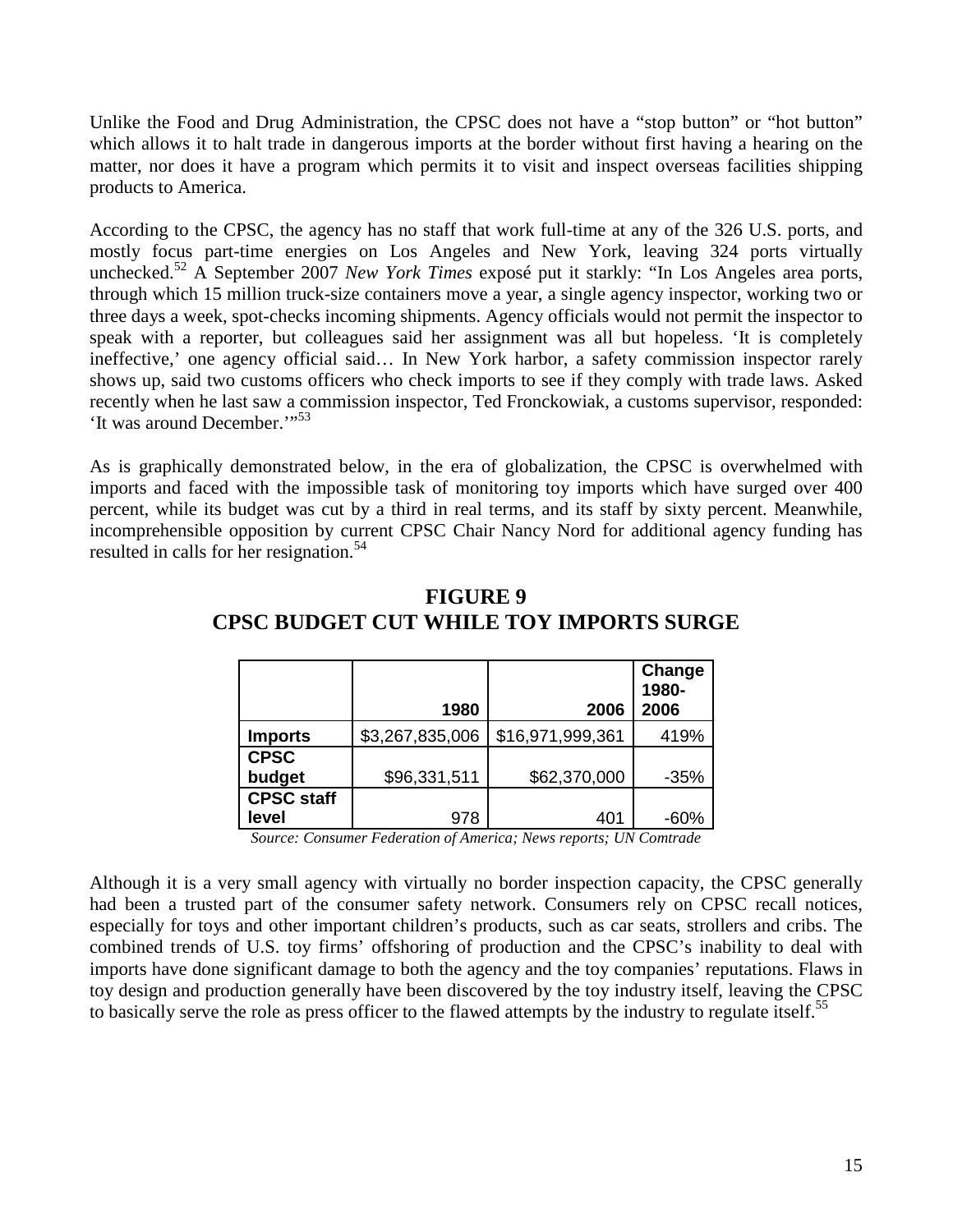Unlike the Food and Drug Administration, the CPSC does not have a "stop button" or "hot button" which allows it to halt trade in dangerous imports at the border without first having a hearing on the matter, nor does it have a program which permits it to visit and inspect overseas facilities shipping products to America.

According to the CPSC, the agency has no staff that work full-time at any of the 326 U.S. ports, and mostly focus part-time energies on Los Angeles and New York, leaving 324 ports virtually unchecked.[52] A September 2007 *New York Times* exposé put it starkly: "In Los Angeles area ports, through which 15 million truck-size containers move a year, a single agency inspector, working two or three days a week, spot-checks incoming shipments. Agency officials would not permit the inspector to speak with a reporter, but colleagues said her assignment was all but hopeless. 'It is completely ineffective,' one agency official said… In New York harbor, a safety commission inspector rarely shows up, said two customs officers who check imports to see if they comply with trade laws. Asked recently when he last saw a commission inspector, Ted Fronckowiak, a customs supervisor, responded: 'It was around December.'"[53]

As is graphically demonstrated below, in the era of globalization, the CPSC is overwhelmed with imports and faced with the impossible task of monitoring toy imports which have surged over 400 percent, while its budget was cut by a third in real terms, and its staff by sixty percent. Meanwhile, incomprehensible opposition by current CPSC Chair Nancy Nord for additional agency funding has resulted in calls for her resignation.[54]

## FIGURE 9
## CPSC BUDGET CUT WHILE TOY IMPORTS SURGE

| | 1980 | 2006 | Change 1980-2006 |
|---|---|---|---|
| **Imports** | $3,267,835,006 | $16,971,999,361 | 419% |
| **CPSC budget** | $96,331,511 | $62,370,000 | -35% |
| **CPSC staff level** | 978 | 401 | -60% |

*Source: Consumer Federation of America; News reports; UN Comtrade*

Although it is a very small agency with virtually no border inspection capacity, the CPSC generally had been a trusted part of the consumer safety network. Consumers rely on CPSC recall notices, especially for toys and other important children's products, such as car seats, strollers and cribs. The combined trends of U.S. toy firms' offshoring of production and the CPSC's inability to deal with imports have done significant damage to both the agency and the toy companies' reputations. Flaws in toy design and production generally have been discovered by the toy industry itself, leaving the CPSC to basically serve the role as press officer to the flawed attempts by the industry to regulate itself.[55]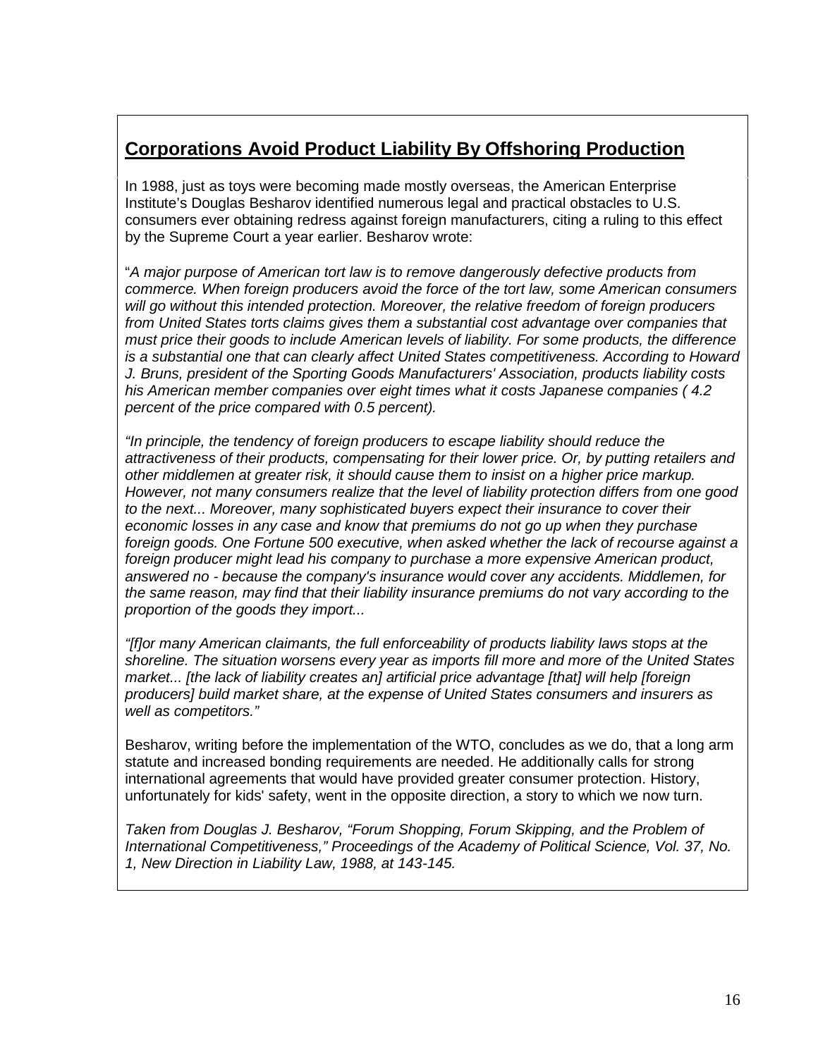## Corporations Avoid Product Liability By Offshoring Production

In 1988, just as toys were becoming made mostly overseas, the American Enterprise Institute's Douglas Besharov identified numerous legal and practical obstacles to U.S. consumers ever obtaining redress against foreign manufacturers, citing a ruling to this effect by the Supreme Court a year earlier. Besharov wrote:

"*A major purpose of American tort law is to remove dangerously defective products from commerce. When foreign producers avoid the force of the tort law, some American consumers will go without this intended protection. Moreover, the relative freedom of foreign producers from United States torts claims gives them a substantial cost advantage over companies that must price their goods to include American levels of liability. For some products, the difference is a substantial one that can clearly affect United States competitiveness. According to Howard J. Bruns, president of the Sporting Goods Manufacturers' Association, products liability costs his American member companies over eight times what it costs Japanese companies ( 4.2 percent of the price compared with 0.5 percent).*

*"In principle, the tendency of foreign producers to escape liability should reduce the attractiveness of their products, compensating for their lower price. Or, by putting retailers and other middlemen at greater risk, it should cause them to insist on a higher price markup. However, not many consumers realize that the level of liability protection differs from one good to the next... Moreover, many sophisticated buyers expect their insurance to cover their economic losses in any case and know that premiums do not go up when they purchase foreign goods. One Fortune 500 executive, when asked whether the lack of recourse against a foreign producer might lead his company to purchase a more expensive American product, answered no - because the company's insurance would cover any accidents. Middlemen, for the same reason, may find that their liability insurance premiums do not vary according to the proportion of the goods they import...*

*"[f]or many American claimants, the full enforceability of products liability laws stops at the shoreline. The situation worsens every year as imports fill more and more of the United States market... [the lack of liability creates an] artificial price advantage [that] will help [foreign producers] build market share, at the expense of United States consumers and insurers as well as competitors."*

Besharov, writing before the implementation of the WTO, concludes as we do, that a long arm statute and increased bonding requirements are needed. He additionally calls for strong international agreements that would have provided greater consumer protection. History, unfortunately for kids' safety, went in the opposite direction, a story to which we now turn.

*Taken from Douglas J. Besharov, "Forum Shopping, Forum Skipping, and the Problem of International Competitiveness," Proceedings of the Academy of Political Science, Vol. 37, No. 1, New Direction in Liability Law, 1988, at 143-145.*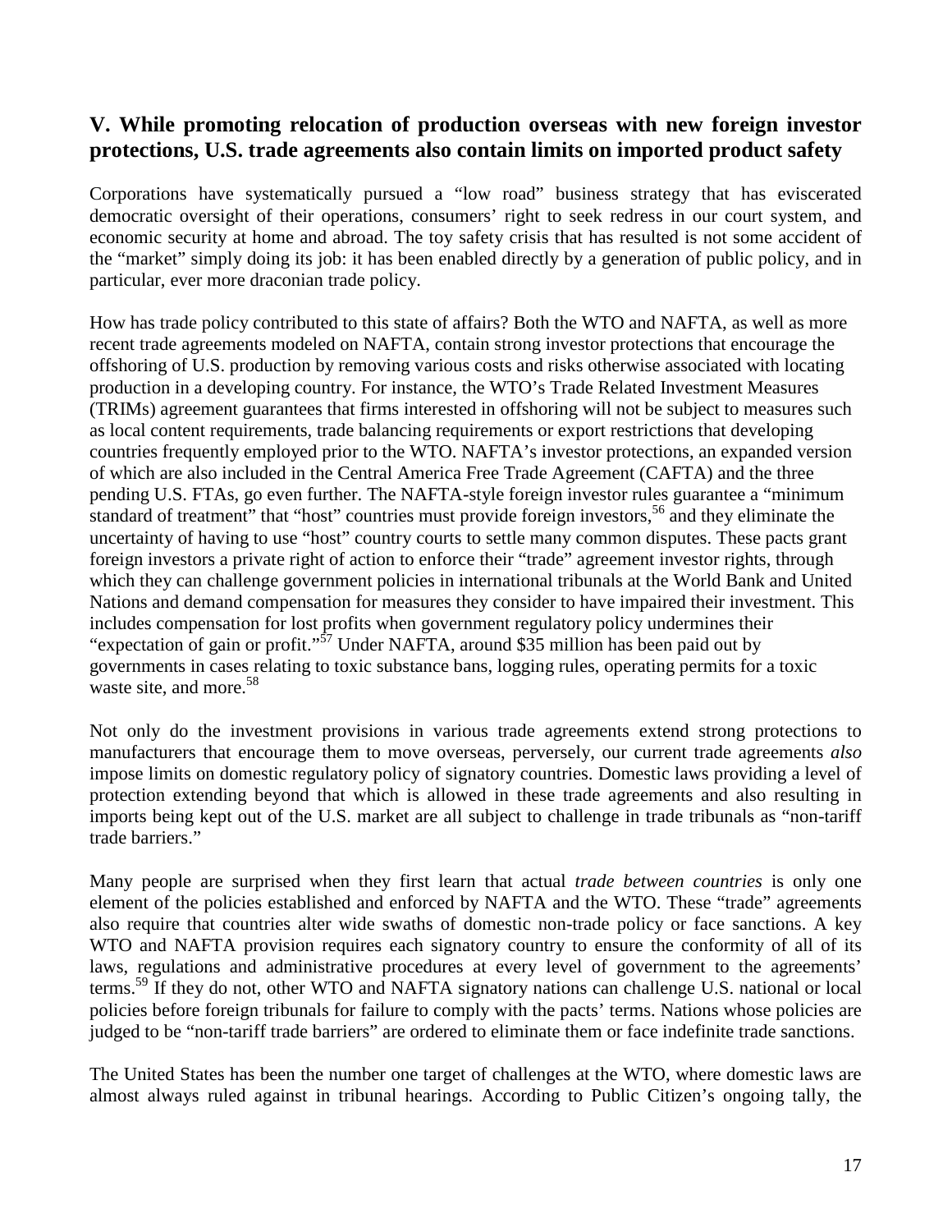## V. While promoting relocation of production overseas with new foreign investor protections, U.S. trade agreements also contain limits on imported product safety

Corporations have systematically pursued a "low road" business strategy that has eviscerated democratic oversight of their operations, consumers' right to seek redress in our court system, and economic security at home and abroad. The toy safety crisis that has resulted is not some accident of the "market" simply doing its job: it has been enabled directly by a generation of public policy, and in particular, ever more draconian trade policy.

How has trade policy contributed to this state of affairs? Both the WTO and NAFTA, as well as more recent trade agreements modeled on NAFTA, contain strong investor protections that encourage the offshoring of U.S. production by removing various costs and risks otherwise associated with locating production in a developing country. For instance, the WTO's Trade Related Investment Measures (TRIMs) agreement guarantees that firms interested in offshoring will not be subject to measures such as local content requirements, trade balancing requirements or export restrictions that developing countries frequently employed prior to the WTO. NAFTA's investor protections, an expanded version of which are also included in the Central America Free Trade Agreement (CAFTA) and the three pending U.S. FTAs, go even further. The NAFTA-style foreign investor rules guarantee a "minimum standard of treatment" that "host" countries must provide foreign investors,[56] and they eliminate the uncertainty of having to use "host" country courts to settle many common disputes. These pacts grant foreign investors a private right of action to enforce their "trade" agreement investor rights, through which they can challenge government policies in international tribunals at the World Bank and United Nations and demand compensation for measures they consider to have impaired their investment. This includes compensation for lost profits when government regulatory policy undermines their "expectation of gain or profit."[57] Under NAFTA, around $35 million has been paid out by governments in cases relating to toxic substance bans, logging rules, operating permits for a toxic waste site, and more.[58]

Not only do the investment provisions in various trade agreements extend strong protections to manufacturers that encourage them to move overseas, perversely, our current trade agreements *also* impose limits on domestic regulatory policy of signatory countries. Domestic laws providing a level of protection extending beyond that which is allowed in these trade agreements and also resulting in imports being kept out of the U.S. market are all subject to challenge in trade tribunals as "non-tariff trade barriers."

Many people are surprised when they first learn that actual *trade between countries* is only one element of the policies established and enforced by NAFTA and the WTO. These "trade" agreements also require that countries alter wide swaths of domestic non-trade policy or face sanctions. A key WTO and NAFTA provision requires each signatory country to ensure the conformity of all of its laws, regulations and administrative procedures at every level of government to the agreements' terms.[59] If they do not, other WTO and NAFTA signatory nations can challenge U.S. national or local policies before foreign tribunals for failure to comply with the pacts' terms. Nations whose policies are judged to be "non-tariff trade barriers" are ordered to eliminate them or face indefinite trade sanctions.

The United States has been the number one target of challenges at the WTO, where domestic laws are almost always ruled against in tribunal hearings. According to Public Citizen's ongoing tally, the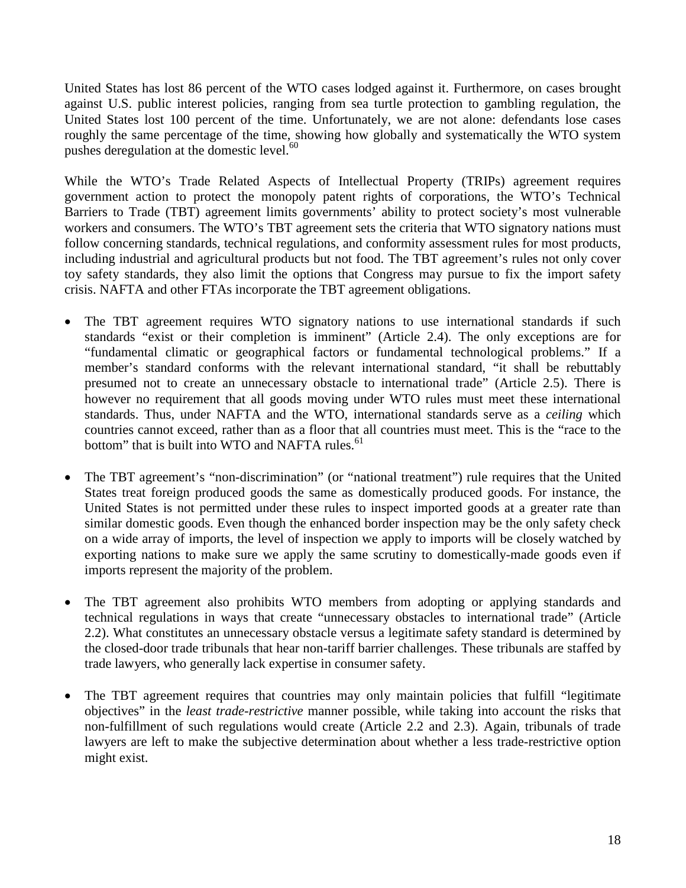United States has lost 86 percent of the WTO cases lodged against it. Furthermore, on cases brought against U.S. public interest policies, ranging from sea turtle protection to gambling regulation, the United States lost 100 percent of the time. Unfortunately, we are not alone: defendants lose cases roughly the same percentage of the time, showing how globally and systematically the WTO system pushes deregulation at the domestic level.[60]

While the WTO's Trade Related Aspects of Intellectual Property (TRIPs) agreement requires government action to protect the monopoly patent rights of corporations, the WTO's Technical Barriers to Trade (TBT) agreement limits governments' ability to protect society's most vulnerable workers and consumers. The WTO's TBT agreement sets the criteria that WTO signatory nations must follow concerning standards, technical regulations, and conformity assessment rules for most products, including industrial and agricultural products but not food. The TBT agreement's rules not only cover toy safety standards, they also limit the options that Congress may pursue to fix the import safety crisis. NAFTA and other FTAs incorporate the TBT agreement obligations.

- The TBT agreement requires WTO signatory nations to use international standards if such standards "exist or their completion is imminent" (Article 2.4). The only exceptions are for "fundamental climatic or geographical factors or fundamental technological problems." If a member's standard conforms with the relevant international standard, "it shall be rebuttably presumed not to create an unnecessary obstacle to international trade" (Article 2.5). There is however no requirement that all goods moving under WTO rules must meet these international standards. Thus, under NAFTA and the WTO, international standards serve as a *ceiling* which countries cannot exceed, rather than as a floor that all countries must meet. This is the "race to the bottom" that is built into WTO and NAFTA rules.[61]

- The TBT agreement's "non-discrimination" (or "national treatment") rule requires that the United States treat foreign produced goods the same as domestically produced goods. For instance, the United States is not permitted under these rules to inspect imported goods at a greater rate than similar domestic goods. Even though the enhanced border inspection may be the only safety check on a wide array of imports, the level of inspection we apply to imports will be closely watched by exporting nations to make sure we apply the same scrutiny to domestically-made goods even if imports represent the majority of the problem.

- The TBT agreement also prohibits WTO members from adopting or applying standards and technical regulations in ways that create "unnecessary obstacles to international trade" (Article 2.2). What constitutes an unnecessary obstacle versus a legitimate safety standard is determined by the closed-door trade tribunals that hear non-tariff barrier challenges. These tribunals are staffed by trade lawyers, who generally lack expertise in consumer safety.

- The TBT agreement requires that countries may only maintain policies that fulfill "legitimate objectives" in the *least trade-restrictive* manner possible, while taking into account the risks that non-fulfillment of such regulations would create (Article 2.2 and 2.3). Again, tribunals of trade lawyers are left to make the subjective determination about whether a less trade-restrictive option might exist.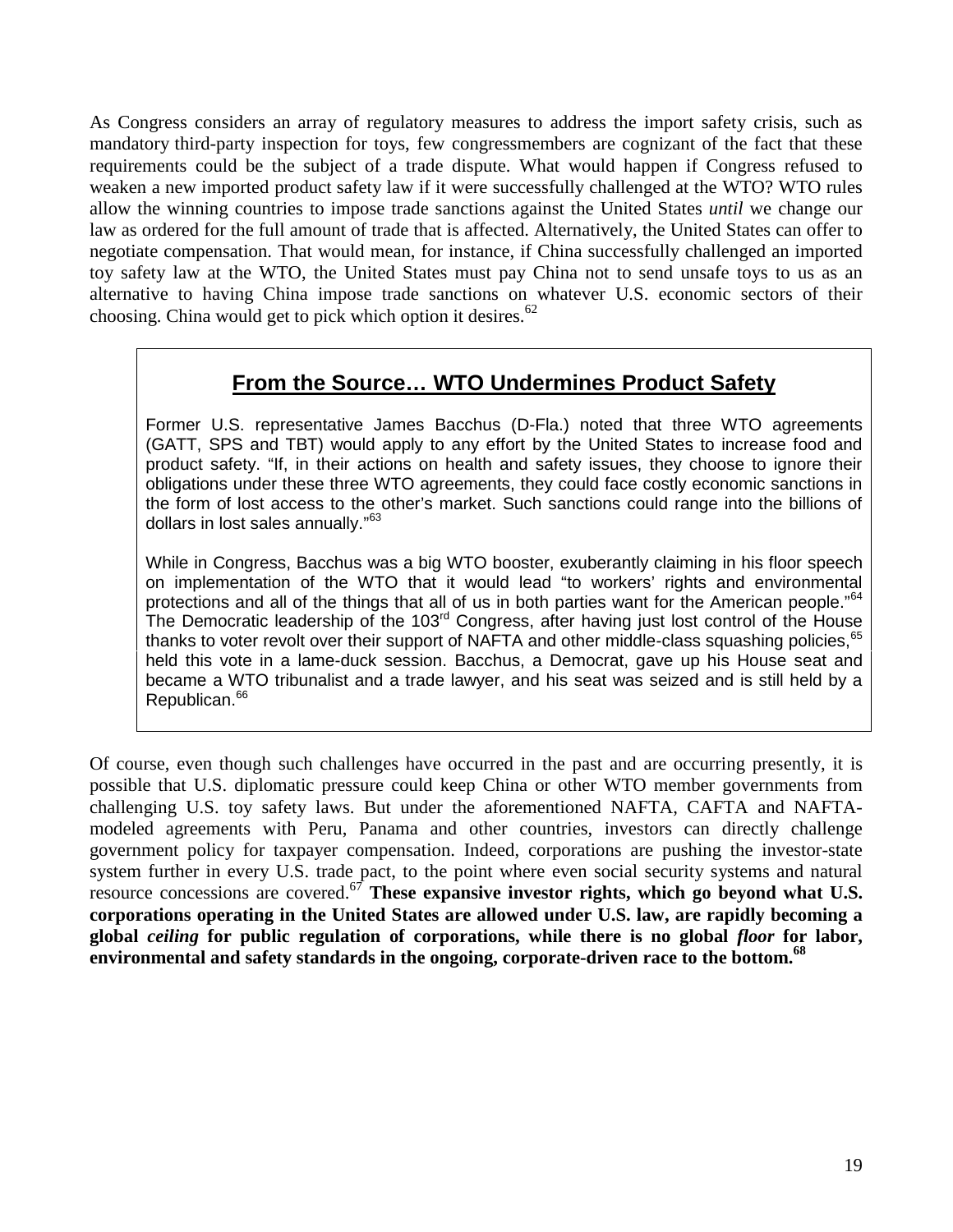As Congress considers an array of regulatory measures to address the import safety crisis, such as mandatory third-party inspection for toys, few congressmembers are cognizant of the fact that these requirements could be the subject of a trade dispute. What would happen if Congress refused to weaken a new imported product safety law if it were successfully challenged at the WTO? WTO rules allow the winning countries to impose trade sanctions against the United States *until* we change our law as ordered for the full amount of trade that is affected. Alternatively, the United States can offer to negotiate compensation. That would mean, for instance, if China successfully challenged an imported toy safety law at the WTO, the United States must pay China not to send unsafe toys to us as an alternative to having China impose trade sanctions on whatever U.S. economic sectors of their choosing. China would get to pick which option it desires.[62]

## From the Source… WTO Undermines Product Safety

Former U.S. representative James Bacchus (D-Fla.) noted that three WTO agreements (GATT, SPS and TBT) would apply to any effort by the United States to increase food and product safety. "If, in their actions on health and safety issues, they choose to ignore their obligations under these three WTO agreements, they could face costly economic sanctions in the form of lost access to the other's market. Such sanctions could range into the billions of dollars in lost sales annually."[63]

While in Congress, Bacchus was a big WTO booster, exuberantly claiming in his floor speech on implementation of the WTO that it would lead "to workers' rights and environmental protections and all of the things that all of us in both parties want for the American people."[64] The Democratic leadership of the 103rd Congress, after having just lost control of the House thanks to voter revolt over their support of NAFTA and other middle-class squashing policies,[65] held this vote in a lame-duck session. Bacchus, a Democrat, gave up his House seat and became a WTO tribunalist and a trade lawyer, and his seat was seized and is still held by a Republican.[66]

Of course, even though such challenges have occurred in the past and are occurring presently, it is possible that U.S. diplomatic pressure could keep China or other WTO member governments from challenging U.S. toy safety laws. But under the aforementioned NAFTA, CAFTA and NAFTA-modeled agreements with Peru, Panama and other countries, investors can directly challenge government policy for taxpayer compensation. Indeed, corporations are pushing the investor-state system further in every U.S. trade pact, to the point where even social security systems and natural resource concessions are covered.[67] **These expansive investor rights, which go beyond what U.S. corporations operating in the United States are allowed under U.S. law, are rapidly becoming a global *ceiling* for public regulation of corporations, while there is no global *floor* for labor, environmental and safety standards in the ongoing, corporate-driven race to the bottom.**[68]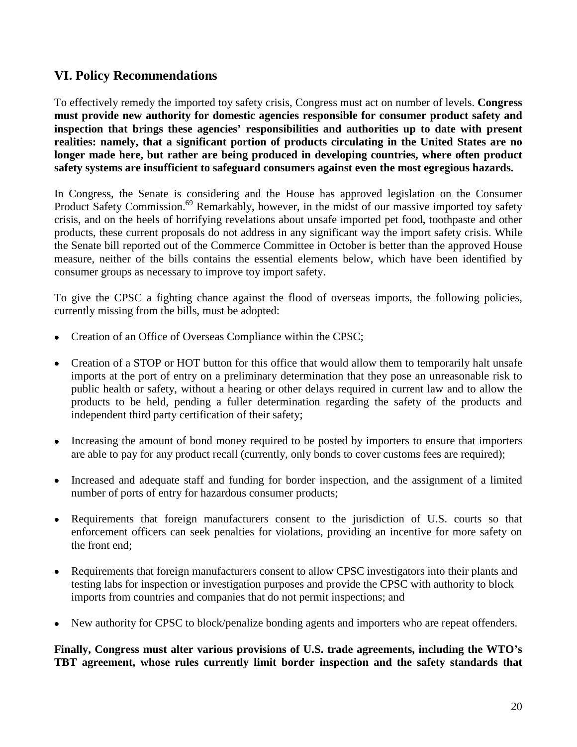## VI. Policy Recommendations

To effectively remedy the imported toy safety crisis, Congress must act on number of levels. **Congress must provide new authority for domestic agencies responsible for consumer product safety and inspection that brings these agencies' responsibilities and authorities up to date with present realities: namely, that a significant portion of products circulating in the United States are no longer made here, but rather are being produced in developing countries, where often product safety systems are insufficient to safeguard consumers against even the most egregious hazards.**

In Congress, the Senate is considering and the House has approved legislation on the Consumer Product Safety Commission.[69] Remarkably, however, in the midst of our massive imported toy safety crisis, and on the heels of horrifying revelations about unsafe imported pet food, toothpaste and other products, these current proposals do not address in any significant way the import safety crisis. While the Senate bill reported out of the Commerce Committee in October is better than the approved House measure, neither of the bills contains the essential elements below, which have been identified by consumer groups as necessary to improve toy import safety.

To give the CPSC a fighting chance against the flood of overseas imports, the following policies, currently missing from the bills, must be adopted:

- Creation of an Office of Overseas Compliance within the CPSC;
- Creation of a STOP or HOT button for this office that would allow them to temporarily halt unsafe imports at the port of entry on a preliminary determination that they pose an unreasonable risk to public health or safety, without a hearing or other delays required in current law and to allow the products to be held, pending a fuller determination regarding the safety of the products and independent third party certification of their safety;
- Increasing the amount of bond money required to be posted by importers to ensure that importers are able to pay for any product recall (currently, only bonds to cover customs fees are required);
- Increased and adequate staff and funding for border inspection, and the assignment of a limited number of ports of entry for hazardous consumer products;
- Requirements that foreign manufacturers consent to the jurisdiction of U.S. courts so that enforcement officers can seek penalties for violations, providing an incentive for more safety on the front end;
- Requirements that foreign manufacturers consent to allow CPSC investigators into their plants and testing labs for inspection or investigation purposes and provide the CPSC with authority to block imports from countries and companies that do not permit inspections; and
- New authority for CPSC to block/penalize bonding agents and importers who are repeat offenders.

**Finally, Congress must alter various provisions of U.S. trade agreements, including the WTO's TBT agreement, whose rules currently limit border inspection and the safety standards that**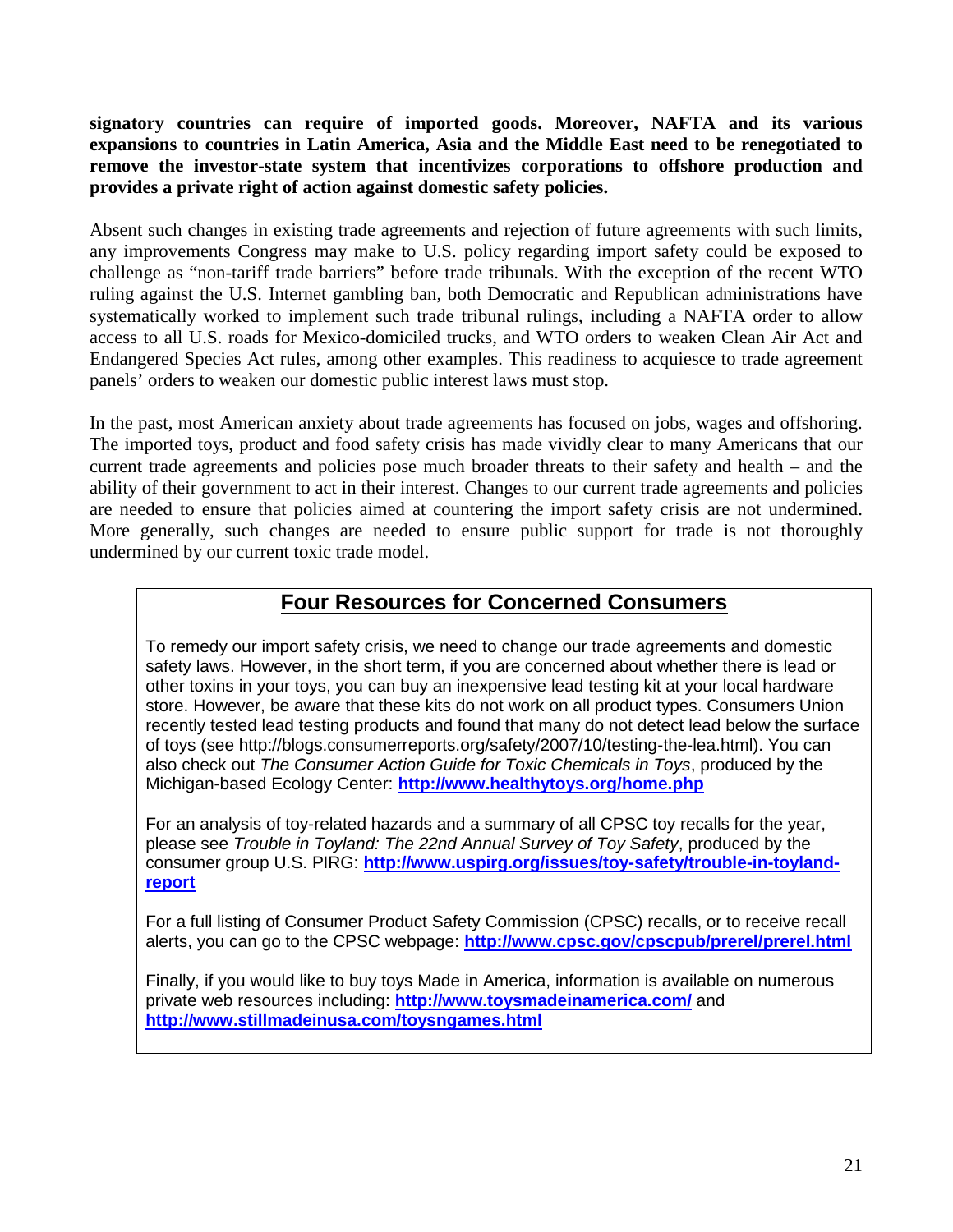**signatory countries can require of imported goods. Moreover, NAFTA and its various expansions to countries in Latin America, Asia and the Middle East need to be renegotiated to remove the investor-state system that incentivizes corporations to offshore production and provides a private right of action against domestic safety policies.**

Absent such changes in existing trade agreements and rejection of future agreements with such limits, any improvements Congress may make to U.S. policy regarding import safety could be exposed to challenge as "non-tariff trade barriers" before trade tribunals. With the exception of the recent WTO ruling against the U.S. Internet gambling ban, both Democratic and Republican administrations have systematically worked to implement such trade tribunal rulings, including a NAFTA order to allow access to all U.S. roads for Mexico-domiciled trucks, and WTO orders to weaken Clean Air Act and Endangered Species Act rules, among other examples. This readiness to acquiesce to trade agreement panels' orders to weaken our domestic public interest laws must stop.

In the past, most American anxiety about trade agreements has focused on jobs, wages and offshoring. The imported toys, product and food safety crisis has made vividly clear to many Americans that our current trade agreements and policies pose much broader threats to their safety and health – and the ability of their government to act in their interest. Changes to our current trade agreements and policies are needed to ensure that policies aimed at countering the import safety crisis are not undermined. More generally, such changes are needed to ensure public support for trade is not thoroughly undermined by our current toxic trade model.

## Four Resources for Concerned Consumers

To remedy our import safety crisis, we need to change our trade agreements and domestic safety laws. However, in the short term, if you are concerned about whether there is lead or other toxins in your toys, you can buy an inexpensive lead testing kit at your local hardware store. However, be aware that these kits do not work on all product types. Consumers Union recently tested lead testing products and found that many do not detect lead below the surface of toys (see http://blogs.consumerreports.org/safety/2007/10/testing-the-lea.html). You can also check out *The Consumer Action Guide for Toxic Chemicals in Toys*, produced by the Michigan-based Ecology Center: **http://www.healthytoys.org/home.php**

For an analysis of toy-related hazards and a summary of all CPSC toy recalls for the year, please see *Trouble in Toyland: The 22nd Annual Survey of Toy Safety*, produced by the consumer group U.S. PIRG: **http://www.uspirg.org/issues/toy-safety/trouble-in-toyland-report**

For a full listing of Consumer Product Safety Commission (CPSC) recalls, or to receive recall alerts, you can go to the CPSC webpage: **http://www.cpsc.gov/cpscpub/prerel/prerel.html**

Finally, if you would like to buy toys Made in America, information is available on numerous private web resources including: **http://www.toysmadeinamerica.com/** and **http://www.stillmadeinusa.com/toysngames.html**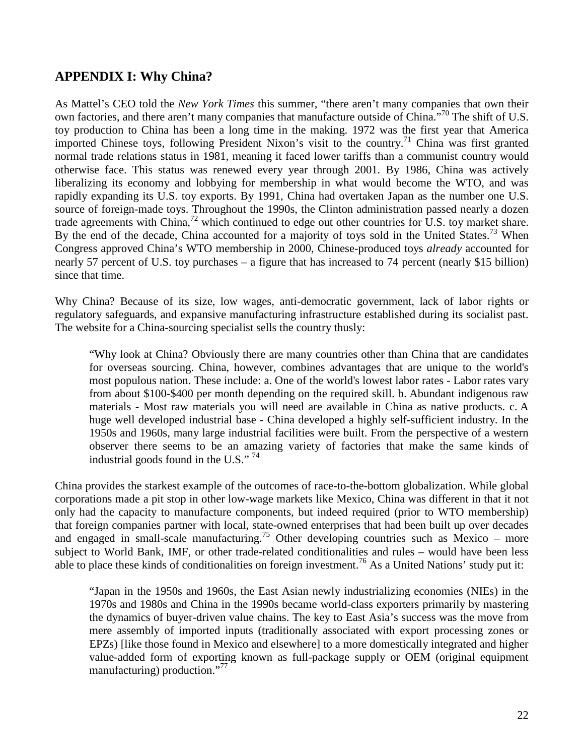## APPENDIX I: Why China?

As Mattel's CEO told the *New York Times* this summer, "there aren't many companies that own their own factories, and there aren't many companies that manufacture outside of China."[70] The shift of U.S. toy production to China has been a long time in the making. 1972 was the first year that America imported Chinese toys, following President Nixon's visit to the country.[71] China was first granted normal trade relations status in 1981, meaning it faced lower tariffs than a communist country would otherwise face. This status was renewed every year through 2001. By 1986, China was actively liberalizing its economy and lobbying for membership in what would become the WTO, and was rapidly expanding its U.S. toy exports. By 1991, China had overtaken Japan as the number one U.S. source of foreign-made toys. Throughout the 1990s, the Clinton administration passed nearly a dozen trade agreements with China,[72] which continued to edge out other countries for U.S. toy market share. By the end of the decade, China accounted for a majority of toys sold in the United States.[73] When Congress approved China's WTO membership in 2000, Chinese-produced toys *already* accounted for nearly 57 percent of U.S. toy purchases – a figure that has increased to 74 percent (nearly $15 billion) since that time.

Why China? Because of its size, low wages, anti-democratic government, lack of labor rights or regulatory safeguards, and expansive manufacturing infrastructure established during its socialist past. The website for a China-sourcing specialist sells the country thusly:

> "Why look at China? Obviously there are many countries other than China that are candidates for overseas sourcing. China, however, combines advantages that are unique to the world's most populous nation. These include: a. One of the world's lowest labor rates - Labor rates vary from about $100-$400 per month depending on the required skill. b. Abundant indigenous raw materials - Most raw materials you will need are available in China as native products. c. A huge well developed industrial base - China developed a highly self-sufficient industry. In the 1950s and 1960s, many large industrial facilities were built. From the perspective of a western observer there seems to be an amazing variety of factories that make the same kinds of industrial goods found in the U.S." [74]

China provides the starkest example of the outcomes of race-to-the-bottom globalization. While global corporations made a pit stop in other low-wage markets like Mexico, China was different in that it not only had the capacity to manufacture components, but indeed required (prior to WTO membership) that foreign companies partner with local, state-owned enterprises that had been built up over decades and engaged in small-scale manufacturing.[75] Other developing countries such as Mexico – more subject to World Bank, IMF, or other trade-related conditionalities and rules – would have been less able to place these kinds of conditionalities on foreign investment.[76] As a United Nations' study put it:

> "Japan in the 1950s and 1960s, the East Asian newly industrializing economies (NIEs) in the 1970s and 1980s and China in the 1990s became world-class exporters primarily by mastering the dynamics of buyer-driven value chains. The key to East Asia's success was the move from mere assembly of imported inputs (traditionally associated with export processing zones or EPZs) [like those found in Mexico and elsewhere] to a more domestically integrated and higher value-added form of exporting known as full-package supply or OEM (original equipment manufacturing) production."[77]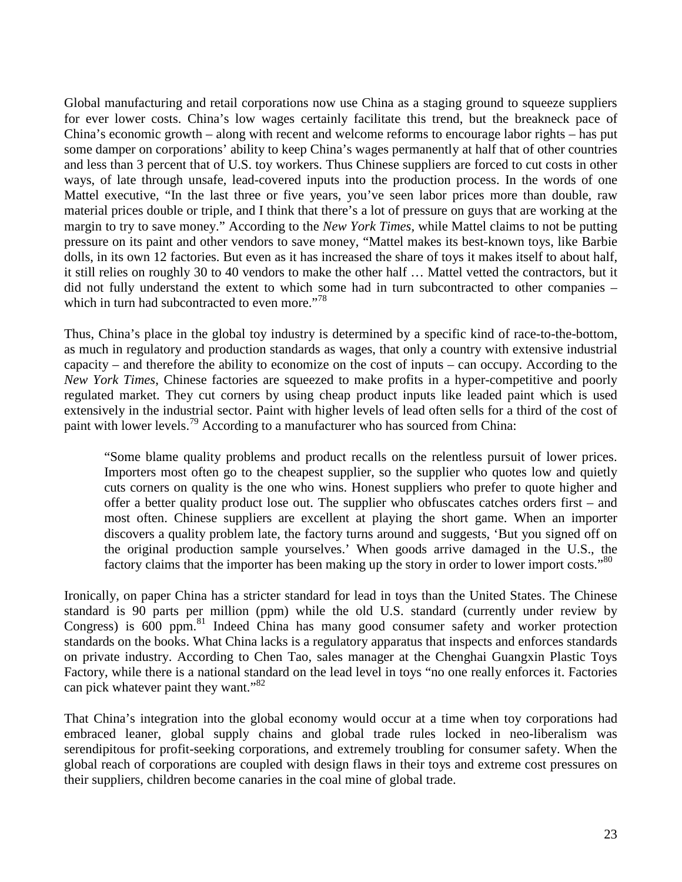Global manufacturing and retail corporations now use China as a staging ground to squeeze suppliers for ever lower costs. China's low wages certainly facilitate this trend, but the breakneck pace of China's economic growth – along with recent and welcome reforms to encourage labor rights – has put some damper on corporations' ability to keep China's wages permanently at half that of other countries and less than 3 percent that of U.S. toy workers. Thus Chinese suppliers are forced to cut costs in other ways, of late through unsafe, lead-covered inputs into the production process. In the words of one Mattel executive, "In the last three or five years, you've seen labor prices more than double, raw material prices double or triple, and I think that there's a lot of pressure on guys that are working at the margin to try to save money." According to the *New York Times*, while Mattel claims to not be putting pressure on its paint and other vendors to save money, "Mattel makes its best-known toys, like Barbie dolls, in its own 12 factories. But even as it has increased the share of toys it makes itself to about half, it still relies on roughly 30 to 40 vendors to make the other half … Mattel vetted the contractors, but it did not fully understand the extent to which some had in turn subcontracted to other companies – which in turn had subcontracted to even more."[78]

Thus, China's place in the global toy industry is determined by a specific kind of race-to-the-bottom, as much in regulatory and production standards as wages, that only a country with extensive industrial capacity – and therefore the ability to economize on the cost of inputs – can occupy. According to the *New York Times*, Chinese factories are squeezed to make profits in a hyper-competitive and poorly regulated market. They cut corners by using cheap product inputs like leaded paint which is used extensively in the industrial sector. Paint with higher levels of lead often sells for a third of the cost of paint with lower levels.[79] According to a manufacturer who has sourced from China:

> "Some blame quality problems and product recalls on the relentless pursuit of lower prices. Importers most often go to the cheapest supplier, so the supplier who quotes low and quietly cuts corners on quality is the one who wins. Honest suppliers who prefer to quote higher and offer a better quality product lose out. The supplier who obfuscates catches orders first – and most often. Chinese suppliers are excellent at playing the short game. When an importer discovers a quality problem late, the factory turns around and suggests, 'But you signed off on the original production sample yourselves.' When goods arrive damaged in the U.S., the factory claims that the importer has been making up the story in order to lower import costs."[80]

Ironically, on paper China has a stricter standard for lead in toys than the United States. The Chinese standard is 90 parts per million (ppm) while the old U.S. standard (currently under review by Congress) is 600 ppm.[81] Indeed China has many good consumer safety and worker protection standards on the books. What China lacks is a regulatory apparatus that inspects and enforces standards on private industry. According to Chen Tao, sales manager at the Chenghai Guangxin Plastic Toys Factory, while there is a national standard on the lead level in toys "no one really enforces it. Factories can pick whatever paint they want."[82]

That China's integration into the global economy would occur at a time when toy corporations had embraced leaner, global supply chains and global trade rules locked in neo-liberalism was serendipitous for profit-seeking corporations, and extremely troubling for consumer safety. When the global reach of corporations are coupled with design flaws in their toys and extreme cost pressures on their suppliers, children become canaries in the coal mine of global trade.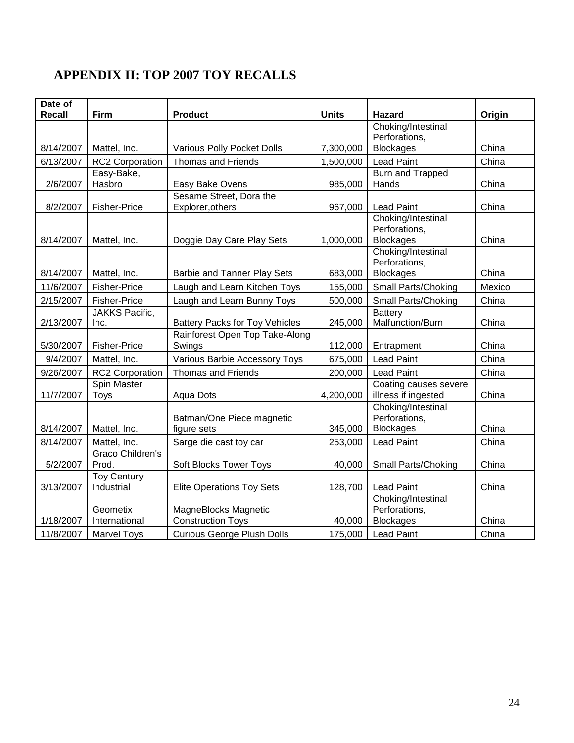## APPENDIX II: TOP 2007 TOY RECALLS

| Date of Recall | Firm | Product | Units | Hazard | Origin |
|---|---|---|---|---|---|
| 8/14/2007 | Mattel, Inc. | Various Polly Pocket Dolls | 7,300,000 | Choking/Intestinal Perforations, Blockages | China |
| 6/13/2007 | RC2 Corporation | Thomas and Friends | 1,500,000 | Lead Paint | China |
| 2/6/2007 | Easy-Bake, Hasbro | Easy Bake Ovens | 985,000 | Burn and Trapped Hands | China |
| 8/2/2007 | Fisher-Price | Sesame Street, Dora the Explorer,others | 967,000 | Lead Paint | China |
| 8/14/2007 | Mattel, Inc. | Doggie Day Care Play Sets | 1,000,000 | Choking/Intestinal Perforations, Blockages | China |
| 8/14/2007 | Mattel, Inc. | Barbie and Tanner Play Sets | 683,000 | Choking/Intestinal Perforations, Blockages | China |
| 11/6/2007 | Fisher-Price | Laugh and Learn Kitchen Toys | 155,000 | Small Parts/Choking | Mexico |
| 2/15/2007 | Fisher-Price | Laugh and Learn Bunny Toys | 500,000 | Small Parts/Choking | China |
| 2/13/2007 | JAKKS Pacific, Inc. | Battery Packs for Toy Vehicles | 245,000 | Battery Malfunction/Burn | China |
| 5/30/2007 | Fisher-Price | Rainforest Open Top Take-Along Swings | 112,000 | Entrapment | China |
| 9/4/2007 | Mattel, Inc. | Various Barbie Accessory Toys | 675,000 | Lead Paint | China |
| 9/26/2007 | RC2 Corporation | Thomas and Friends | 200,000 | Lead Paint | China |
| 11/7/2007 | Spin Master Toys | Aqua Dots | 4,200,000 | Coating causes severe illness if ingested | China |
| 8/14/2007 | Mattel, Inc. | Batman/One Piece magnetic figure sets | 345,000 | Choking/Intestinal Perforations, Blockages | China |
| 8/14/2007 | Mattel, Inc. | Sarge die cast toy car | 253,000 | Lead Paint | China |
| 5/2/2007 | Graco Children's Prod. | Soft Blocks Tower Toys | 40,000 | Small Parts/Choking | China |
| 3/13/2007 | Toy Century Industrial | Elite Operations Toy Sets | 128,700 | Lead Paint | China |
| 1/18/2007 | Geometix International | MagneBlocks Magnetic Construction Toys | 40,000 | Choking/Intestinal Perforations, Blockages | China |
| 11/8/2007 | Marvel Toys | Curious George Plush Dolls | 175,000 | Lead Paint | China |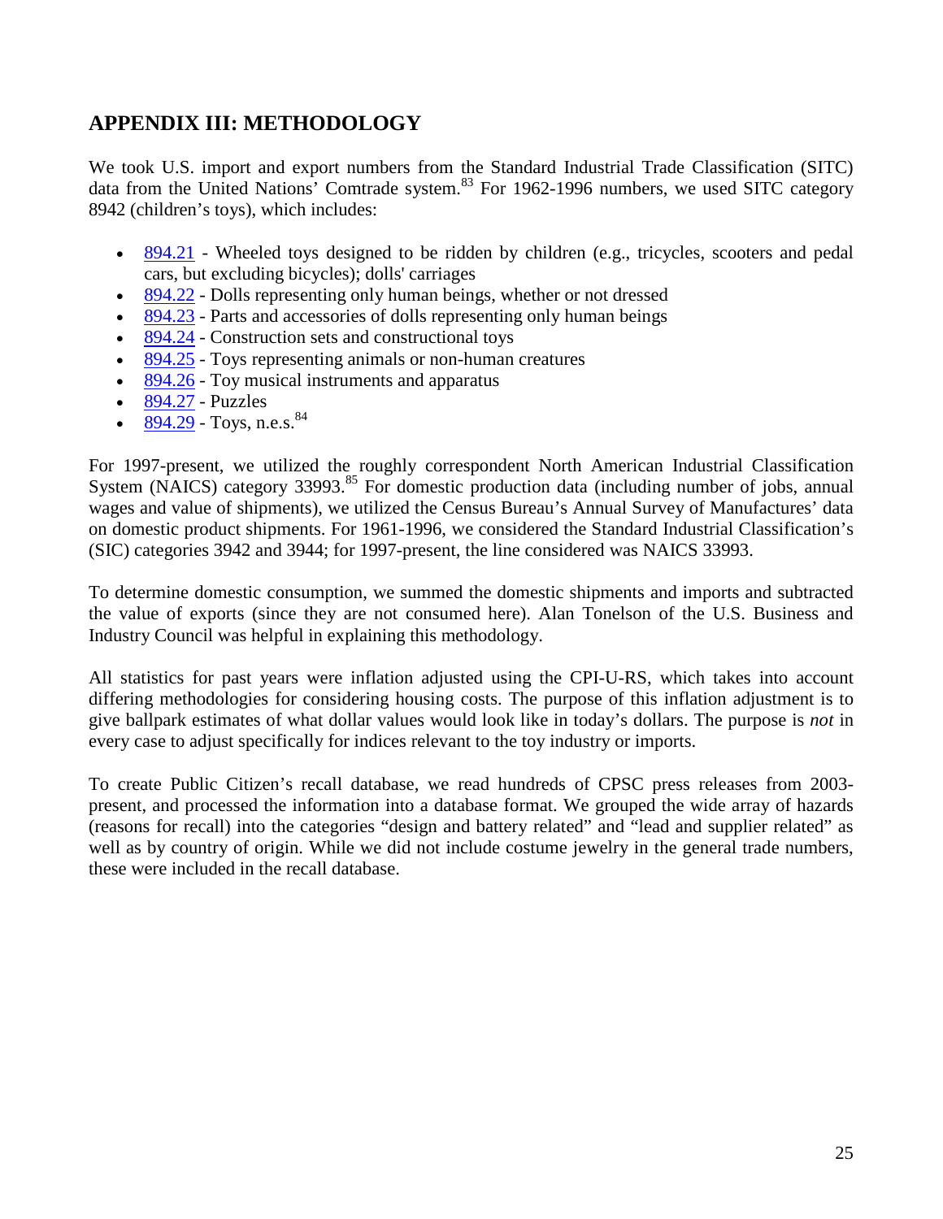## APPENDIX III: METHODOLOGY

We took U.S. import and export numbers from the Standard Industrial Trade Classification (SITC) data from the United Nations' Comtrade system.[83] For 1962-1996 numbers, we used SITC category 8942 (children's toys), which includes:

- 894.21 - Wheeled toys designed to be ridden by children (e.g., tricycles, scooters and pedal cars, but excluding bicycles); dolls' carriages
- 894.22 - Dolls representing only human beings, whether or not dressed
- 894.23 - Parts and accessories of dolls representing only human beings
- 894.24 - Construction sets and constructional toys
- 894.25 - Toys representing animals or non-human creatures
- 894.26 - Toy musical instruments and apparatus
- 894.27 - Puzzles
- 894.29 - Toys, n.e.s.[84]

For 1997-present, we utilized the roughly correspondent North American Industrial Classification System (NAICS) category 33993.[85] For domestic production data (including number of jobs, annual wages and value of shipments), we utilized the Census Bureau's Annual Survey of Manufactures' data on domestic product shipments. For 1961-1996, we considered the Standard Industrial Classification's (SIC) categories 3942 and 3944; for 1997-present, the line considered was NAICS 33993.

To determine domestic consumption, we summed the domestic shipments and imports and subtracted the value of exports (since they are not consumed here). Alan Tonelson of the U.S. Business and Industry Council was helpful in explaining this methodology.

All statistics for past years were inflation adjusted using the CPI-U-RS, which takes into account differing methodologies for considering housing costs. The purpose of this inflation adjustment is to give ballpark estimates of what dollar values would look like in today's dollars. The purpose is *not* in every case to adjust specifically for indices relevant to the toy industry or imports.

To create Public Citizen's recall database, we read hundreds of CPSC press releases from 2003-present, and processed the information into a database format. We grouped the wide array of hazards (reasons for recall) into the categories "design and battery related" and "lead and supplier related" as well as by country of origin. While we did not include costume jewelry in the general trade numbers, these were included in the recall database.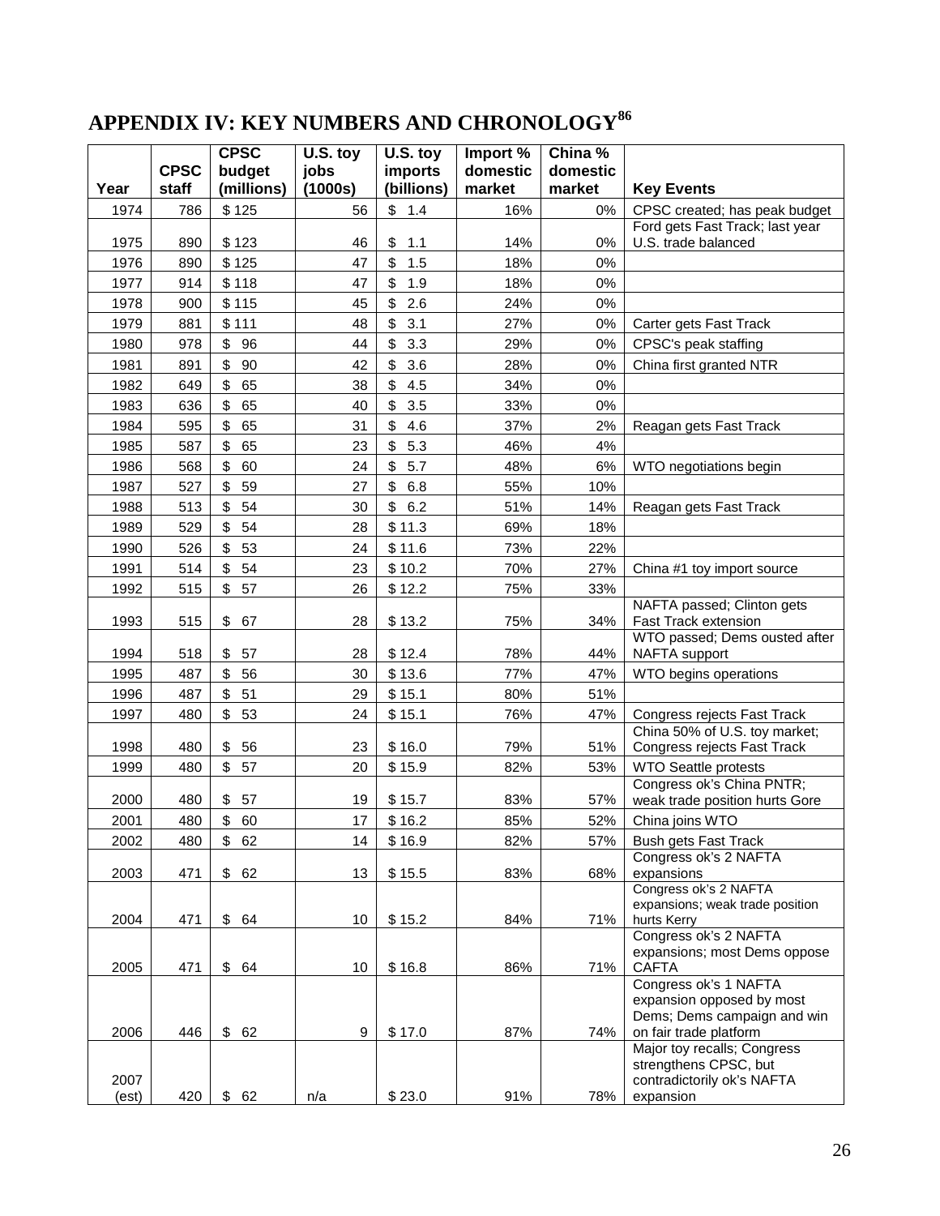# APPENDIX IV: KEY NUMBERS AND CHRONOLOGY[86]

| Year | CPSC staff | CPSC budget (millions) | U.S. toy jobs (1000s) | U.S. toy imports (billions) | Import % domestic market | China % domestic market | Key Events |
|---|---|---|---|---|---|---|---|
| 1974 | 786 | $ 125 | 56 | $ 1.4 | 16% | 0% | CPSC created; has peak budget |
| 1975 | 890 | $ 123 | 46 | $ 1.1 | 14% | 0% | Ford gets Fast Track; last year U.S. trade balanced |
| 1976 | 890 | $ 125 | 47 | $ 1.5 | 18% | 0% | |
| 1977 | 914 | $ 118 | 47 | $ 1.9 | 18% | 0% | |
| 1978 | 900 | $ 115 | 45 | $ 2.6 | 24% | 0% | |
| 1979 | 881 | $ 111 | 48 | $ 3.1 | 27% | 0% | Carter gets Fast Track |
| 1980 | 978 | $ 96 | 44 | $ 3.3 | 29% | 0% | CPSC's peak staffing |
| 1981 | 891 | $ 90 | 42 | $ 3.6 | 28% | 0% | China first granted NTR |
| 1982 | 649 | $ 65 | 38 | $ 4.5 | 34% | 0% | |
| 1983 | 636 | $ 65 | 40 | $ 3.5 | 33% | 0% | |
| 1984 | 595 | $ 65 | 31 | $ 4.6 | 37% | 2% | Reagan gets Fast Track |
| 1985 | 587 | $ 65 | 23 | $ 5.3 | 46% | 4% | |
| 1986 | 568 | $ 60 | 24 | $ 5.7 | 48% | 6% | WTO negotiations begin |
| 1987 | 527 | $ 59 | 27 | $ 6.8 | 55% | 10% | |
| 1988 | 513 | $ 54 | 30 | $ 6.2 | 51% | 14% | Reagan gets Fast Track |
| 1989 | 529 | $ 54 | 28 | $ 11.3 | 69% | 18% | |
| 1990 | 526 | $ 53 | 24 | $ 11.6 | 73% | 22% | |
| 1991 | 514 | $ 54 | 23 | $ 10.2 | 70% | 27% | China #1 toy import source |
| 1992 | 515 | $ 57 | 26 | $ 12.2 | 75% | 33% | |
| 1993 | 515 | $ 67 | 28 | $ 13.2 | 75% | 34% | NAFTA passed; Clinton gets Fast Track extension |
| 1994 | 518 | $ 57 | 28 | $ 12.4 | 78% | 44% | WTO passed; Dems ousted after NAFTA support |
| 1995 | 487 | $ 56 | 30 | $ 13.6 | 77% | 47% | WTO begins operations |
| 1996 | 487 | $ 51 | 29 | $ 15.1 | 80% | 51% | |
| 1997 | 480 | $ 53 | 24 | $ 15.1 | 76% | 47% | Congress rejects Fast Track |
| 1998 | 480 | $ 56 | 23 | $ 16.0 | 79% | 51% | China 50% of U.S. toy market; Congress rejects Fast Track |
| 1999 | 480 | $ 57 | 20 | $ 15.9 | 82% | 53% | WTO Seattle protests |
| 2000 | 480 | $ 57 | 19 | $ 15.7 | 83% | 57% | Congress ok's China PNTR; weak trade position hurts Gore |
| 2001 | 480 | $ 60 | 17 | $ 16.2 | 85% | 52% | China joins WTO |
| 2002 | 480 | $ 62 | 14 | $ 16.9 | 82% | 57% | Bush gets Fast Track |
| 2003 | 471 | $ 62 | 13 | $ 15.5 | 83% | 68% | Congress ok's 2 NAFTA expansions |
| 2004 | 471 | $ 64 | 10 | $ 15.2 | 84% | 71% | Congress ok's 2 NAFTA expansions; weak trade position hurts Kerry |
| 2005 | 471 | $ 64 | 10 | $ 16.8 | 86% | 71% | Congress ok's 2 NAFTA expansions; most Dems oppose CAFTA |
| 2006 | 446 | $ 62 | 9 | $ 17.0 | 87% | 74% | Congress ok's 1 NAFTA expansion opposed by most Dems; Dems campaign and win on fair trade platform |
| 2007 (est) | 420 | $ 62 | n/a | $ 23.0 | 91% | 78% | Major toy recalls; Congress strengthens CPSC, but contradictorily ok's NAFTA expansion |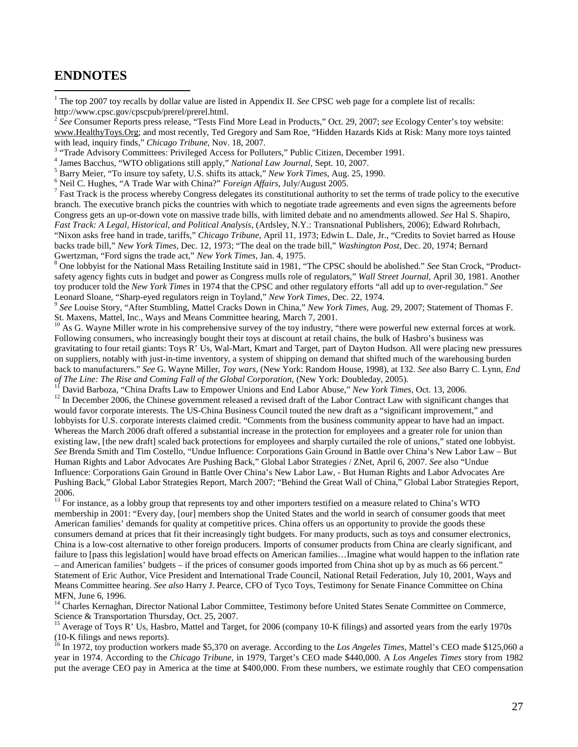## ENDNOTES

[1] The top 2007 toy recalls by dollar value are listed in Appendix II. *See* CPSC web page for a complete list of recalls: http://www.cpsc.gov/cpscpub/prerel/prerel.html.

[2] *See* Consumer Reports press release, "Tests Find More Lead in Products," Oct. 29, 2007; *see* Ecology Center's toy website: www.HealthyToys.Org; and most recently, Ted Gregory and Sam Roe, "Hidden Hazards Kids at Risk: Many more toys tainted with lead, inquiry finds," *Chicago Tribune*, Nov. 18, 2007.

[3] "Trade Advisory Committees: Privileged Access for Polluters," Public Citizen, December 1991.

[4] James Bacchus, "WTO obligations still apply," *National Law Journal*, Sept. 10, 2007.

[5] Barry Meier, "To insure toy safety, U.S. shifts its attack," *New York Times,* Aug. 25, 1990.

[6] Neil C. Hughes, "A Trade War with China?" *Foreign Affairs,* July/August 2005.

[7] Fast Track is the process whereby Congress delegates its constitutional authority to set the terms of trade policy to the executive branch. The executive branch picks the countries with which to negotiate trade agreements and even signs the agreements before Congress gets an up-or-down vote on massive trade bills, with limited debate and no amendments allowed. *See* Hal S. Shapiro, *Fast Track: A Legal, Historical, and Political Analysis,* (Ardsley, N.Y.: Transnational Publishers, 2006); Edward Rohrbach, "Nixon asks free hand in trade, tariffs," *Chicago Tribune,* April 11, 1973; Edwin L. Dale, Jr., "Credits to Soviet barred as House backs trade bill," *New York Times,* Dec. 12, 1973; "The deal on the trade bill," *Washington Post,* Dec. 20, 1974; Bernard Gwertzman, "Ford signs the trade act," *New York Times,* Jan. 4, 1975.

[8] One lobbyist for the National Mass Retailing Institute said in 1981, "The CPSC should be abolished." *See* Stan Crock, "Product-safety agency fights cuts in budget and power as Congress mulls role of regulators," *Wall Street Journal,* April 30, 1981. Another toy producer told the *New York Times* in 1974 that the CPSC and other regulatory efforts "all add up to over-regulation." *See* Leonard Sloane, "Sharp-eyed regulators reign in Toyland," *New York Times,* Dec. 22, 1974.

[9] *See* Louise Story, "After Stumbling, Mattel Cracks Down in China," *New York Times,* Aug. 29, 2007; Statement of Thomas F. St. Maxens, Mattel, Inc., Ways and Means Committee hearing, March 7, 2001.

[10] As G. Wayne Miller wrote in his comprehensive survey of the toy industry, "there were powerful new external forces at work. Following consumers, who increasingly bought their toys at discount at retail chains, the bulk of Hasbro's business was gravitating to four retail giants: Toys R' Us, Wal-Mart, Kmart and Target, part of Dayton Hudson. All were placing new pressures on suppliers, notably with just-in-time inventory, a system of shipping on demand that shifted much of the warehousing burden back to manufacturers." *See* G. Wayne Miller, *Toy wars,* (New York: Random House, 1998), at 132. *See* also Barry C. Lynn, *End of The Line: The Rise and Coming Fall of the Global Corporation,* (New York: Doubleday, 2005).

[11] David Barboza, "China Drafts Law to Empower Unions and End Labor Abuse," *New York Times,* Oct. 13, 2006.

[12] In December 2006, the Chinese government released a revised draft of the Labor Contract Law with significant changes that would favor corporate interests. The US-China Business Council touted the new draft as a "significant improvement," and lobbyists for U.S. corporate interests claimed credit. "Comments from the business community appear to have had an impact. Whereas the March 2006 draft offered a substantial increase in the protection for employees and a greater role for union than existing law, [the new draft] scaled back protections for employees and sharply curtailed the role of unions," stated one lobbyist. *See* Brenda Smith and Tim Costello, "Undue Influence: Corporations Gain Ground in Battle over China's New Labor Law – But Human Rights and Labor Advocates Are Pushing Back," Global Labor Strategies / ZNet, April 6, 2007. *See* also "Undue Influence: Corporations Gain Ground in Battle Over China's New Labor Law, - But Human Rights and Labor Advocates Are Pushing Back," Global Labor Strategies Report, March 2007; "Behind the Great Wall of China," Global Labor Strategies Report, 2006.

[13] For instance, as a lobby group that represents toy and other importers testified on a measure related to China's WTO membership in 2001: "Every day, [our] members shop the United States and the world in search of consumer goods that meet American families' demands for quality at competitive prices. China offers us an opportunity to provide the goods these consumers demand at prices that fit their increasingly tight budgets. For many products, such as toys and consumer electronics, China is a low-cost alternative to other foreign producers. Imports of consumer products from China are clearly significant, and failure to [pass this legislation] would have broad effects on American families…Imagine what would happen to the inflation rate – and American families' budgets – if the prices of consumer goods imported from China shot up by as much as 66 percent." Statement of Eric Author, Vice President and International Trade Council, National Retail Federation, July 10, 2001, Ways and Means Committee hearing. *See also* Harry J. Pearce, CFO of Tyco Toys, Testimony for Senate Finance Committee on China MFN, June 6, 1996.

[14] Charles Kernaghan, Director National Labor Committee, Testimony before United States Senate Committee on Commerce, Science & Transportation Thursday, Oct. 25, 2007.

[15] Average of Toys R' Us, Hasbro, Mattel and Target, for 2006 (company 10-K filings) and assorted years from the early 1970s (10-K filings and news reports).

[16] In 1972, toy production workers made $5,370 on average. According to the *Los Angeles Times,* Mattel's CEO made $125,060 a year in 1974. According to the *Chicago Tribune,* in 1979, Target's CEO made $440,000. A *Los Angeles Times* story from 1982 put the average CEO pay in America at the time at $400,000. From these numbers, we estimate roughly that CEO compensation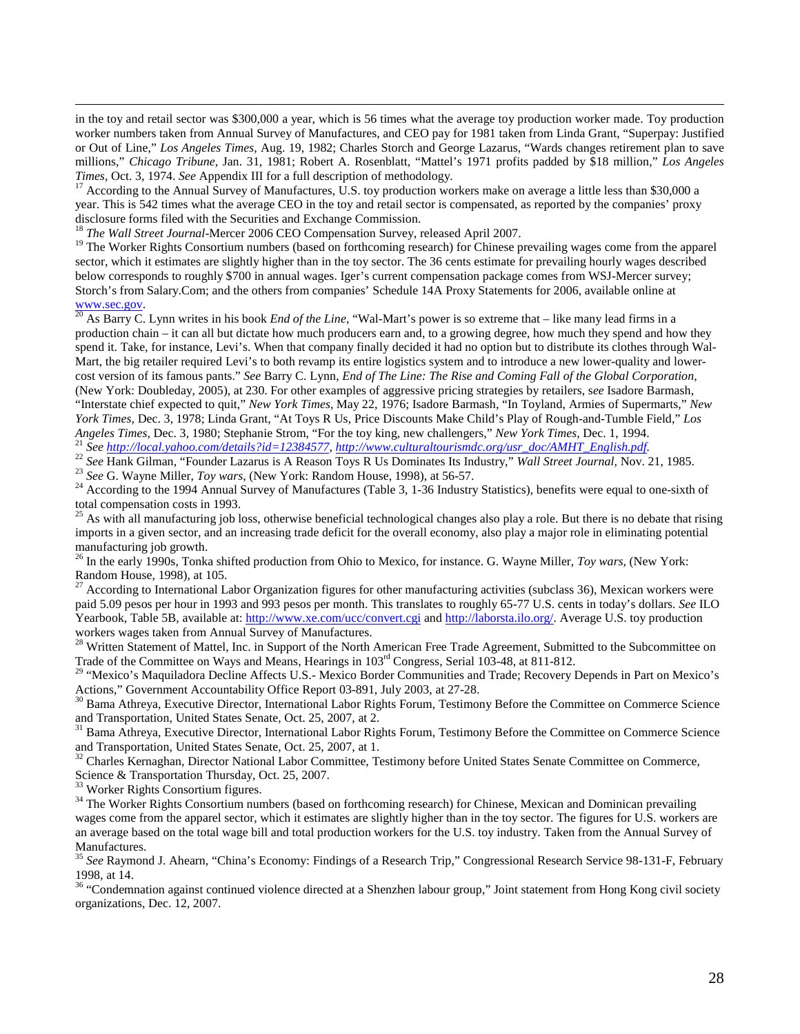in the toy and retail sector was $300,000 a year, which is 56 times what the average toy production worker made. Toy production worker numbers taken from Annual Survey of Manufactures, and CEO pay for 1981 taken from Linda Grant, "Superpay: Justified or Out of Line," *Los Angeles Times,* Aug. 19, 1982; Charles Storch and George Lazarus, "Wards changes retirement plan to save millions," *Chicago Tribune,* Jan. 31, 1981; Robert A. Rosenblatt, "Mattel's 1971 profits padded by $18 million," *Los Angeles Times,* Oct. 3, 1974. *See* Appendix III for a full description of methodology.

[17] According to the Annual Survey of Manufactures, U.S. toy production workers make on average a little less than $30,000 a year. This is 542 times what the average CEO in the toy and retail sector is compensated, as reported by the companies' proxy disclosure forms filed with the Securities and Exchange Commission.

[18] *The Wall Street Journal*-Mercer 2006 CEO Compensation Survey, released April 2007.

[19] The Worker Rights Consortium numbers (based on forthcoming research) for Chinese prevailing wages come from the apparel sector, which it estimates are slightly higher than in the toy sector. The 36 cents estimate for prevailing hourly wages described below corresponds to roughly $700 in annual wages. Iger's current compensation package comes from WSJ-Mercer survey; Storch's from Salary.Com; and the others from companies' Schedule 14A Proxy Statements for 2006, available online at www.sec.gov.

[20] As Barry C. Lynn writes in his book *End of the Line,* "Wal-Mart's power is so extreme that – like many lead firms in a production chain – it can all but dictate how much producers earn and, to a growing degree, how much they spend and how they spend it. Take, for instance, Levi's. When that company finally decided it had no option but to distribute its clothes through Wal-Mart, the big retailer required Levi's to both revamp its entire logistics system and to introduce a new lower-quality and lower-cost version of its famous pants." *See* Barry C. Lynn, *End of The Line: The Rise and Coming Fall of the Global Corporation,* (New York: Doubleday, 2005), at 230. For other examples of aggressive pricing strategies by retailers, s*ee* Isadore Barmash, "Interstate chief expected to quit," *New York Times,* May 22, 1976; Isadore Barmash, "In Toyland, Armies of Supermarts," *New York Times,* Dec. 3, 1978; Linda Grant, "At Toys R Us, Price Discounts Make Child's Play of Rough-and-Tumble Field," *Los Angeles Times,* Dec. 3, 1980; Stephanie Strom, "For the toy king, new challengers," *New York Times,* Dec. 1, 1994.

[21] *See http://local.yahoo.com/details?id=12384577, http://www.culturaltourismdc.org/usr_doc/AMHT_English.pdf.*

[22] *See* Hank Gilman, "Founder Lazarus is A Reason Toys R Us Dominates Its Industry," *Wall Street Journal,* Nov. 21, 1985.

[23] *See* G. Wayne Miller, *Toy wars,* (New York: Random House, 1998), at 56-57.

[24] According to the 1994 Annual Survey of Manufactures (Table 3, 1-36 Industry Statistics), benefits were equal to one-sixth of total compensation costs in 1993.

[25] As with all manufacturing job loss, otherwise beneficial technological changes also play a role. But there is no debate that rising imports in a given sector, and an increasing trade deficit for the overall economy, also play a major role in eliminating potential manufacturing job growth.

[26] In the early 1990s, Tonka shifted production from Ohio to Mexico, for instance. G. Wayne Miller, *Toy wars,* (New York: Random House, 1998), at 105.

[27] According to International Labor Organization figures for other manufacturing activities (subclass 36), Mexican workers were paid 5.09 pesos per hour in 1993 and 993 pesos per month. This translates to roughly 65-77 U.S. cents in today's dollars. *See* ILO Yearbook, Table 5B, available at: http://www.xe.com/ucc/convert.cgi and http://laborsta.ilo.org/. Average U.S. toy production workers wages taken from Annual Survey of Manufactures.

[28] Written Statement of Mattel, Inc. in Support of the North American Free Trade Agreement, Submitted to the Subcommittee on Trade of the Committee on Ways and Means, Hearings in 103rd Congress, Serial 103-48, at 811-812.

[29] "Mexico's Maquiladora Decline Affects U.S.- Mexico Border Communities and Trade; Recovery Depends in Part on Mexico's Actions," Government Accountability Office Report 03-891, July 2003, at 27-28.

[30] Bama Athreya, Executive Director, International Labor Rights Forum, Testimony Before the Committee on Commerce Science and Transportation, United States Senate, Oct. 25, 2007, at 2.

[31] Bama Athreya, Executive Director, International Labor Rights Forum, Testimony Before the Committee on Commerce Science and Transportation, United States Senate, Oct. 25, 2007, at 1.

[32] Charles Kernaghan, Director National Labor Committee, Testimony before United States Senate Committee on Commerce, Science & Transportation Thursday, Oct. 25, 2007.

[33] Worker Rights Consortium figures.

[34] The Worker Rights Consortium numbers (based on forthcoming research) for Chinese, Mexican and Dominican prevailing wages come from the apparel sector, which it estimates are slightly higher than in the toy sector. The figures for U.S. workers are an average based on the total wage bill and total production workers for the U.S. toy industry. Taken from the Annual Survey of Manufactures.

[35] *See* Raymond J. Ahearn, "China's Economy: Findings of a Research Trip," Congressional Research Service 98-131-F, February 1998, at 14.

[36] "Condemnation against continued violence directed at a Shenzhen labour group," Joint statement from Hong Kong civil society organizations, Dec. 12, 2007.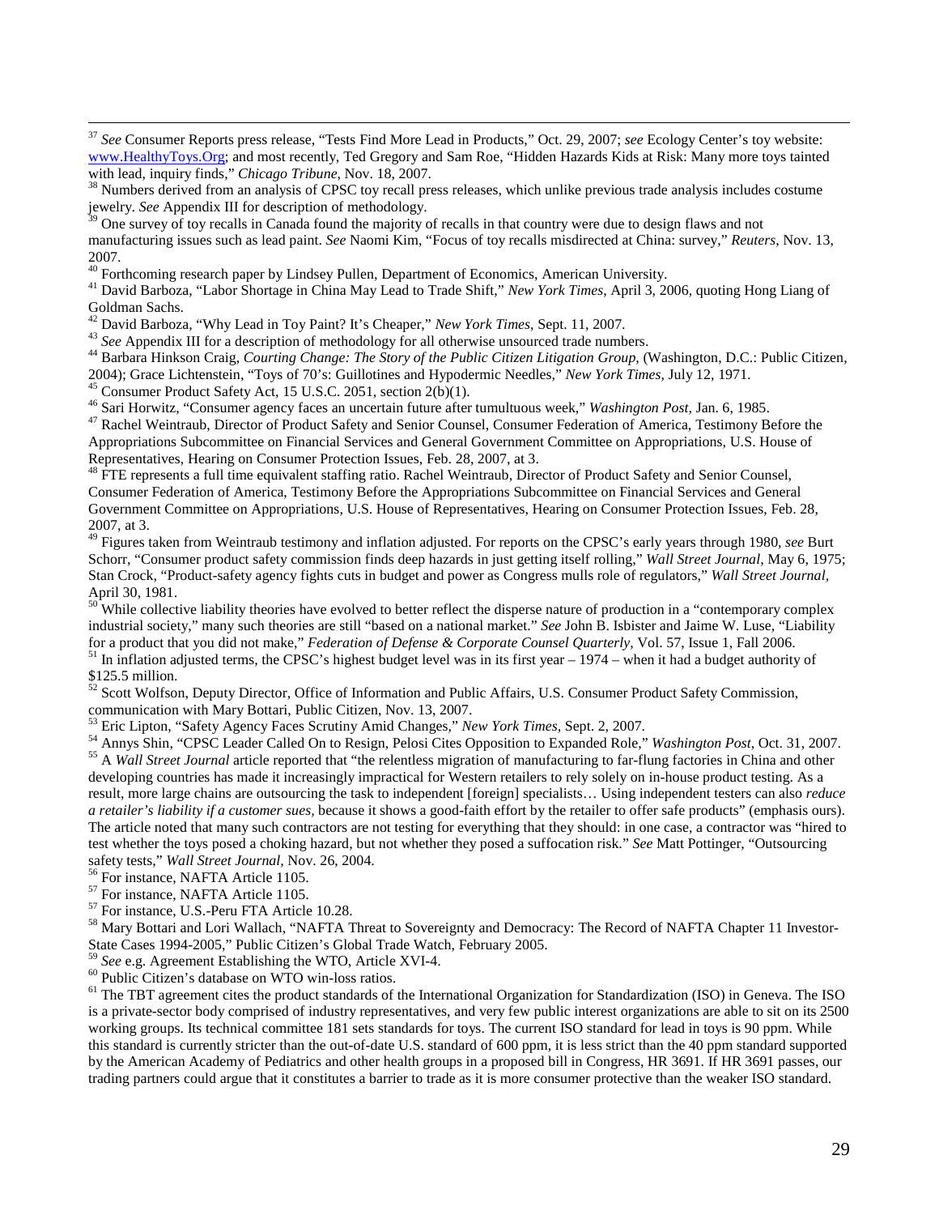[37] *See* Consumer Reports press release, "Tests Find More Lead in Products," Oct. 29, 2007; *see* Ecology Center's toy website: www.HealthyToys.Org; and most recently, Ted Gregory and Sam Roe, "Hidden Hazards Kids at Risk: Many more toys tainted with lead, inquiry finds," *Chicago Tribune*, Nov. 18, 2007.

[38] Numbers derived from an analysis of CPSC toy recall press releases, which unlike previous trade analysis includes costume jewelry. *See* Appendix III for description of methodology.

[39] One survey of toy recalls in Canada found the majority of recalls in that country were due to design flaws and not manufacturing issues such as lead paint. *See* Naomi Kim, "Focus of toy recalls misdirected at China: survey," *Reuters*, Nov. 13, 2007.

[40] Forthcoming research paper by Lindsey Pullen, Department of Economics, American University.

[41] David Barboza, "Labor Shortage in China May Lead to Trade Shift," *New York Times*, April 3, 2006, quoting Hong Liang of Goldman Sachs.

[42] David Barboza, "Why Lead in Toy Paint? It's Cheaper," *New York Times*, Sept. 11, 2007.

[43] *See* Appendix III for a description of methodology for all otherwise unsourced trade numbers.

[44] Barbara Hinkson Craig, *Courting Change: The Story of the Public Citizen Litigation Group*, (Washington, D.C.: Public Citizen, 2004); Grace Lichtenstein, "Toys of 70's: Guillotines and Hypodermic Needles," *New York Times*, July 12, 1971.

[45] Consumer Product Safety Act, 15 U.S.C. 2051, section 2(b)(1).

[46] Sari Horwitz, "Consumer agency faces an uncertain future after tumultuous week," *Washington Post*, Jan. 6, 1985.

[47] Rachel Weintraub, Director of Product Safety and Senior Counsel, Consumer Federation of America, Testimony Before the Appropriations Subcommittee on Financial Services and General Government Committee on Appropriations, U.S. House of Representatives, Hearing on Consumer Protection Issues, Feb. 28, 2007, at 3.

[48] FTE represents a full time equivalent staffing ratio. Rachel Weintraub, Director of Product Safety and Senior Counsel, Consumer Federation of America, Testimony Before the Appropriations Subcommittee on Financial Services and General Government Committee on Appropriations, U.S. House of Representatives, Hearing on Consumer Protection Issues, Feb. 28, 2007, at 3.

[49] Figures taken from Weintraub testimony and inflation adjusted. For reports on the CPSC's early years through 1980, *see* Burt Schorr, "Consumer product safety commission finds deep hazards in just getting itself rolling," *Wall Street Journal*, May 6, 1975; Stan Crock, "Product-safety agency fights cuts in budget and power as Congress mulls role of regulators," *Wall Street Journal*, April 30, 1981.

[50] While collective liability theories have evolved to better reflect the disperse nature of production in a "contemporary complex industrial society," many such theories are still "based on a national market." *See* John B. Isbister and Jaime W. Luse, "Liability for a product that you did not make," *Federation of Defense & Corporate Counsel Quarterly*, Vol. 57, Issue 1, Fall 2006.

[51] In inflation adjusted terms, the CPSC's highest budget level was in its first year – 1974 – when it had a budget authority of $125.5 million.

[52] Scott Wolfson, Deputy Director, Office of Information and Public Affairs, U.S. Consumer Product Safety Commission, communication with Mary Bottari, Public Citizen, Nov. 13, 2007.

[53] Eric Lipton, "Safety Agency Faces Scrutiny Amid Changes," *New York Times*, Sept. 2, 2007.

[54] Annys Shin, "CPSC Leader Called On to Resign, Pelosi Cites Opposition to Expanded Role," *Washington Post*, Oct. 31, 2007.

[55] A *Wall Street Journal* article reported that "the relentless migration of manufacturing to far-flung factories in China and other developing countries has made it increasingly impractical for Western retailers to rely solely on in-house product testing. As a result, more large chains are outsourcing the task to independent [foreign] specialists… Using independent testers can also *reduce a retailer's liability if a customer sues*, because it shows a good-faith effort by the retailer to offer safe products" (emphasis ours). The article noted that many such contractors are not testing for everything that they should: in one case, a contractor was "hired to test whether the toys posed a choking hazard, but not whether they posed a suffocation risk." *See* Matt Pottinger, "Outsourcing safety tests," *Wall Street Journal*, Nov. 26, 2004.

[56] For instance, NAFTA Article 1105.

[57] For instance, NAFTA Article 1105.

[57] For instance, U.S.-Peru FTA Article 10.28.

[58] Mary Bottari and Lori Wallach, "NAFTA Threat to Sovereignty and Democracy: The Record of NAFTA Chapter 11 Investor-State Cases 1994-2005," Public Citizen's Global Trade Watch, February 2005.

[59] *See* e.g. Agreement Establishing the WTO, Article XVI-4.

[60] Public Citizen's database on WTO win-loss ratios.

[61] The TBT agreement cites the product standards of the International Organization for Standardization (ISO) in Geneva. The ISO is a private-sector body comprised of industry representatives, and very few public interest organizations are able to sit on its 2500 working groups. Its technical committee 181 sets standards for toys. The current ISO standard for lead in toys is 90 ppm. While this standard is currently stricter than the out-of-date U.S. standard of 600 ppm, it is less strict than the 40 ppm standard supported by the American Academy of Pediatrics and other health groups in a proposed bill in Congress, HR 3691. If HR 3691 passes, our trading partners could argue that it constitutes a barrier to trade as it is more consumer protective than the weaker ISO standard.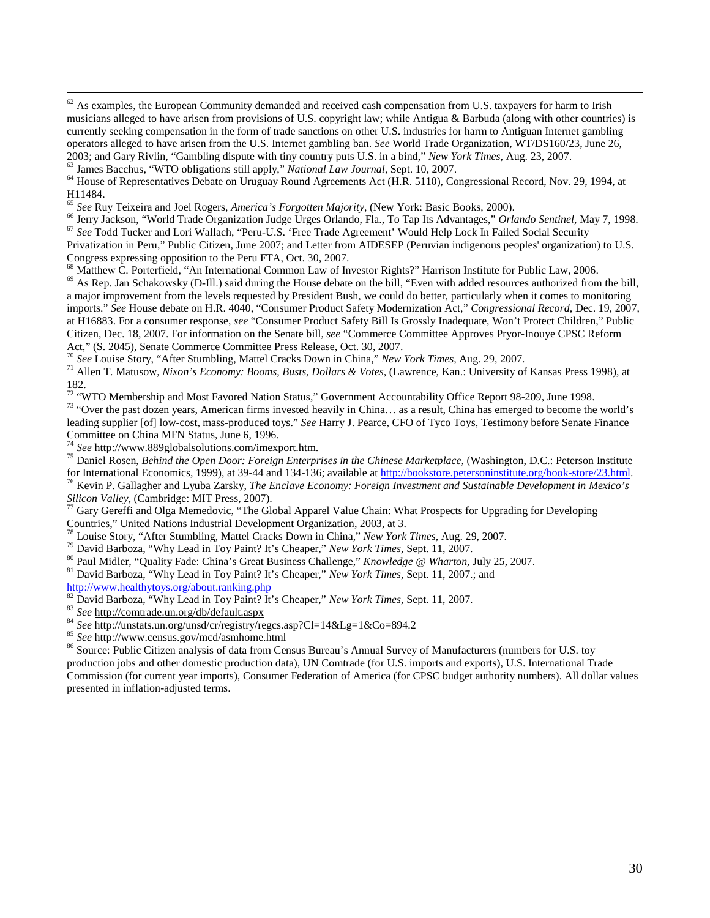[62] As examples, the European Community demanded and received cash compensation from U.S. taxpayers for harm to Irish musicians alleged to have arisen from provisions of U.S. copyright law; while Antigua & Barbuda (along with other countries) is currently seeking compensation in the form of trade sanctions on other U.S. industries for harm to Antiguan Internet gambling operators alleged to have arisen from the U.S. Internet gambling ban. *See* World Trade Organization, WT/DS160/23, June 26, 2003; and Gary Rivlin, "Gambling dispute with tiny country puts U.S. in a bind," *New York Times,* Aug. 23, 2007.

[63] James Bacchus, "WTO obligations still apply," *National Law Journal*, Sept. 10, 2007.

[64] House of Representatives Debate on Uruguay Round Agreements Act (H.R. 5110), Congressional Record, Nov. 29, 1994, at H11484.

[65] *See* Ruy Teixeira and Joel Rogers, *America's Forgotten Majority*, (New York: Basic Books, 2000).

[66] Jerry Jackson, "World Trade Organization Judge Urges Orlando, Fla., To Tap Its Advantages," *Orlando Sentinel*, May 7, 1998.

[67] *See* Todd Tucker and Lori Wallach, "Peru-U.S. 'Free Trade Agreement' Would Help Lock In Failed Social Security Privatization in Peru," Public Citizen, June 2007; and Letter from AIDESEP (Peruvian indigenous peoples' organization) to U.S. Congress expressing opposition to the Peru FTA, Oct. 30, 2007.

[68] Matthew C. Porterfield, "An International Common Law of Investor Rights?" Harrison Institute for Public Law, 2006.

[69] As Rep. Jan Schakowsky (D-Ill.) said during the House debate on the bill, "Even with added resources authorized from the bill, a major improvement from the levels requested by President Bush, we could do better, particularly when it comes to monitoring imports." *See* House debate on H.R. 4040, "Consumer Product Safety Modernization Act," *Congressional Record,* Dec. 19, 2007, at H16883. For a consumer response, *see* "Consumer Product Safety Bill Is Grossly Inadequate, Won't Protect Children," Public Citizen, Dec. 18, 2007. For information on the Senate bill, *see* "Commerce Committee Approves Pryor-Inouye CPSC Reform Act," (S. 2045), Senate Commerce Committee Press Release, Oct. 30, 2007.

[70] *See* Louise Story, "After Stumbling, Mattel Cracks Down in China," *New York Times,* Aug. 29, 2007.

[71] Allen T. Matusow, *Nixon's Economy: Booms, Busts, Dollars & Votes,* (Lawrence, Kan.: University of Kansas Press 1998), at 182.

[72] "WTO Membership and Most Favored Nation Status," Government Accountability Office Report 98-209, June 1998.

[73] "Over the past dozen years, American firms invested heavily in China… as a result, China has emerged to become the world's leading supplier [of] low-cost, mass-produced toys." *See* Harry J. Pearce, CFO of Tyco Toys, Testimony before Senate Finance Committee on China MFN Status, June 6, 1996.

[74] *See* http://www.889globalsolutions.com/imexport.htm.

[75] Daniel Rosen, *Behind the Open Door: Foreign Enterprises in the Chinese Marketplace,* (Washington, D.C.: Peterson Institute for International Economics, 1999), at 39-44 and 134-136; available at http://bookstore.petersoninstitute.org/book-store/23.html.

[76] Kevin P. Gallagher and Lyuba Zarsky, *The Enclave Economy: Foreign Investment and Sustainable Development in Mexico's Silicon Valley,* (Cambridge: MIT Press, 2007).

[77] Gary Gereffi and Olga Memedovic, "The Global Apparel Value Chain: What Prospects for Upgrading for Developing Countries," United Nations Industrial Development Organization, 2003, at 3.

[78] Louise Story, "After Stumbling, Mattel Cracks Down in China," *New York Times,* Aug. 29, 2007.

[79] David Barboza, "Why Lead in Toy Paint? It's Cheaper," *New York Times*, Sept. 11, 2007.

[80] Paul Midler, "Quality Fade: China's Great Business Challenge," *Knowledge @ Wharton,* July 25, 2007.

[81] David Barboza, "Why Lead in Toy Paint? It's Cheaper," *New York Times*, Sept. 11, 2007.; and http://www.healthytoys.org/about.ranking.php

[82] David Barboza, "Why Lead in Toy Paint? It's Cheaper," *New York Times*, Sept. 11, 2007.

[83] *See* http://comtrade.un.org/db/default.aspx

[84] *See* http://unstats.un.org/unsd/cr/registry/regcs.asp?Cl=14&Lg=1&Co=894.2

[85] *See* http://www.census.gov/mcd/asmhome.html

[86] Source: Public Citizen analysis of data from Census Bureau's Annual Survey of Manufacturers (numbers for U.S. toy production jobs and other domestic production data), UN Comtrade (for U.S. imports and exports), U.S. International Trade Commission (for current year imports), Consumer Federation of America (for CPSC budget authority numbers). All dollar values presented in inflation-adjusted terms.